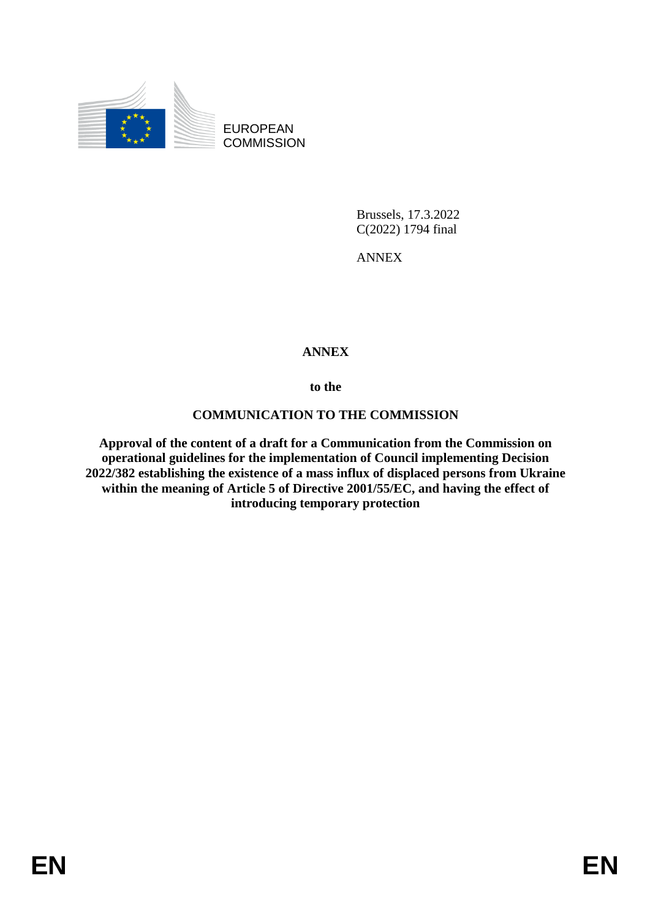EUROPEAN COMMISSION

Brussels, 17.3.2022
C(2022) 1794 final

ANNEX

# ANNEX

**to the**

## COMMUNICATION TO THE COMMISSION

**Approval of the content of a draft for a Communication from the Commission on operational guidelines for the implementation of Council implementing Decision 2022/382 establishing the existence of a mass influx of displaced persons from Ukraine within the meaning of Article 5 of Directive 2001/55/EC, and having the effect of introducing temporary protection**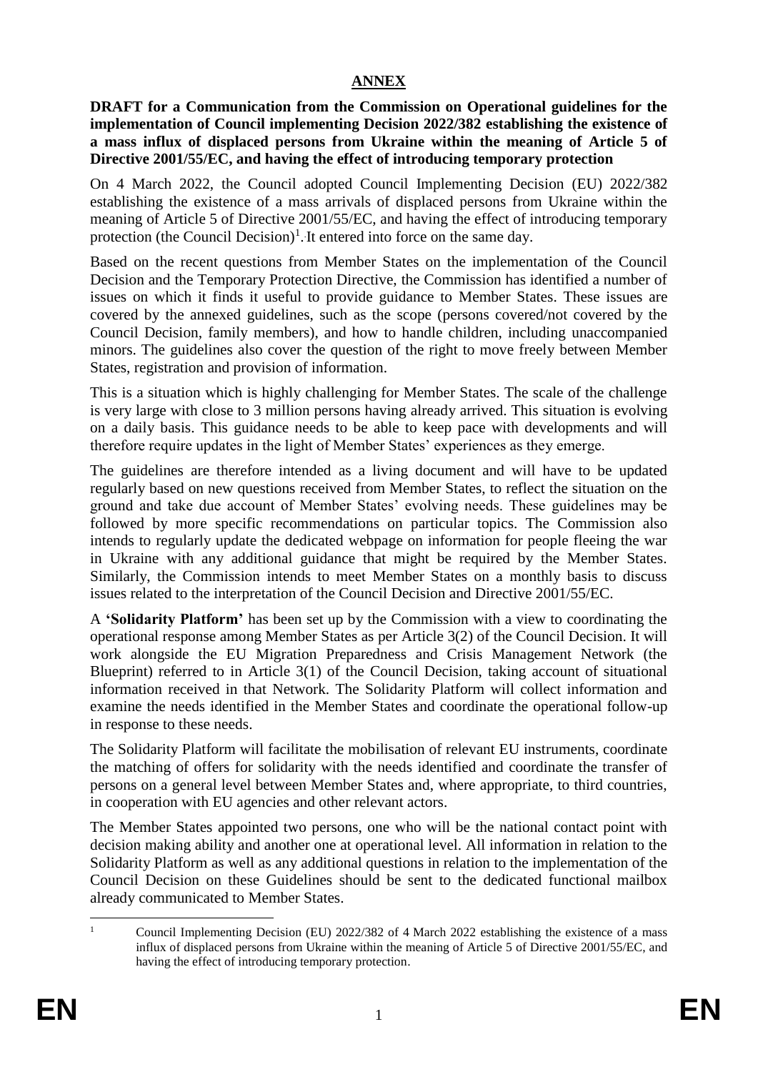# ANNEX

**DRAFT for a Communication from the Commission on Operational guidelines for the implementation of Council implementing Decision 2022/382 establishing the existence of a mass influx of displaced persons from Ukraine within the meaning of Article 5 of Directive 2001/55/EC, and having the effect of introducing temporary protection**

On 4 March 2022, the Council adopted Council Implementing Decision (EU) 2022/382 establishing the existence of a mass arrivals of displaced persons from Ukraine within the meaning of Article 5 of Directive 2001/55/EC, and having the effect of introducing temporary protection (the Council Decision)[1]. It entered into force on the same day.

Based on the recent questions from Member States on the implementation of the Council Decision and the Temporary Protection Directive, the Commission has identified a number of issues on which it finds it useful to provide guidance to Member States. These issues are covered by the annexed guidelines, such as the scope (persons covered/not covered by the Council Decision, family members), and how to handle children, including unaccompanied minors. The guidelines also cover the question of the right to move freely between Member States, registration and provision of information.

This is a situation which is highly challenging for Member States. The scale of the challenge is very large with close to 3 million persons having already arrived. This situation is evolving on a daily basis. This guidance needs to be able to keep pace with developments and will therefore require updates in the light of Member States' experiences as they emerge.

The guidelines are therefore intended as a living document and will have to be updated regularly based on new questions received from Member States, to reflect the situation on the ground and take due account of Member States' evolving needs. These guidelines may be followed by more specific recommendations on particular topics. The Commission also intends to regularly update the dedicated webpage on information for people fleeing the war in Ukraine with any additional guidance that might be required by the Member States. Similarly, the Commission intends to meet Member States on a monthly basis to discuss issues related to the interpretation of the Council Decision and Directive 2001/55/EC.

A **'Solidarity Platform'** has been set up by the Commission with a view to coordinating the operational response among Member States as per Article 3(2) of the Council Decision. It will work alongside the EU Migration Preparedness and Crisis Management Network (the Blueprint) referred to in Article 3(1) of the Council Decision, taking account of situational information received in that Network. The Solidarity Platform will collect information and examine the needs identified in the Member States and coordinate the operational follow-up in response to these needs.

The Solidarity Platform will facilitate the mobilisation of relevant EU instruments, coordinate the matching of offers for solidarity with the needs identified and coordinate the transfer of persons on a general level between Member States and, where appropriate, to third countries, in cooperation with EU agencies and other relevant actors.

The Member States appointed two persons, one who will be the national contact point with decision making ability and another one at operational level. All information in relation to the Solidarity Platform as well as any additional questions in relation to the implementation of the Council Decision on these Guidelines should be sent to the dedicated functional mailbox already communicated to Member States.

---

[1] Council Implementing Decision (EU) 2022/382 of 4 March 2022 establishing the existence of a mass influx of displaced persons from Ukraine within the meaning of Article 5 of Directive 2001/55/EC, and having the effect of introducing temporary protection.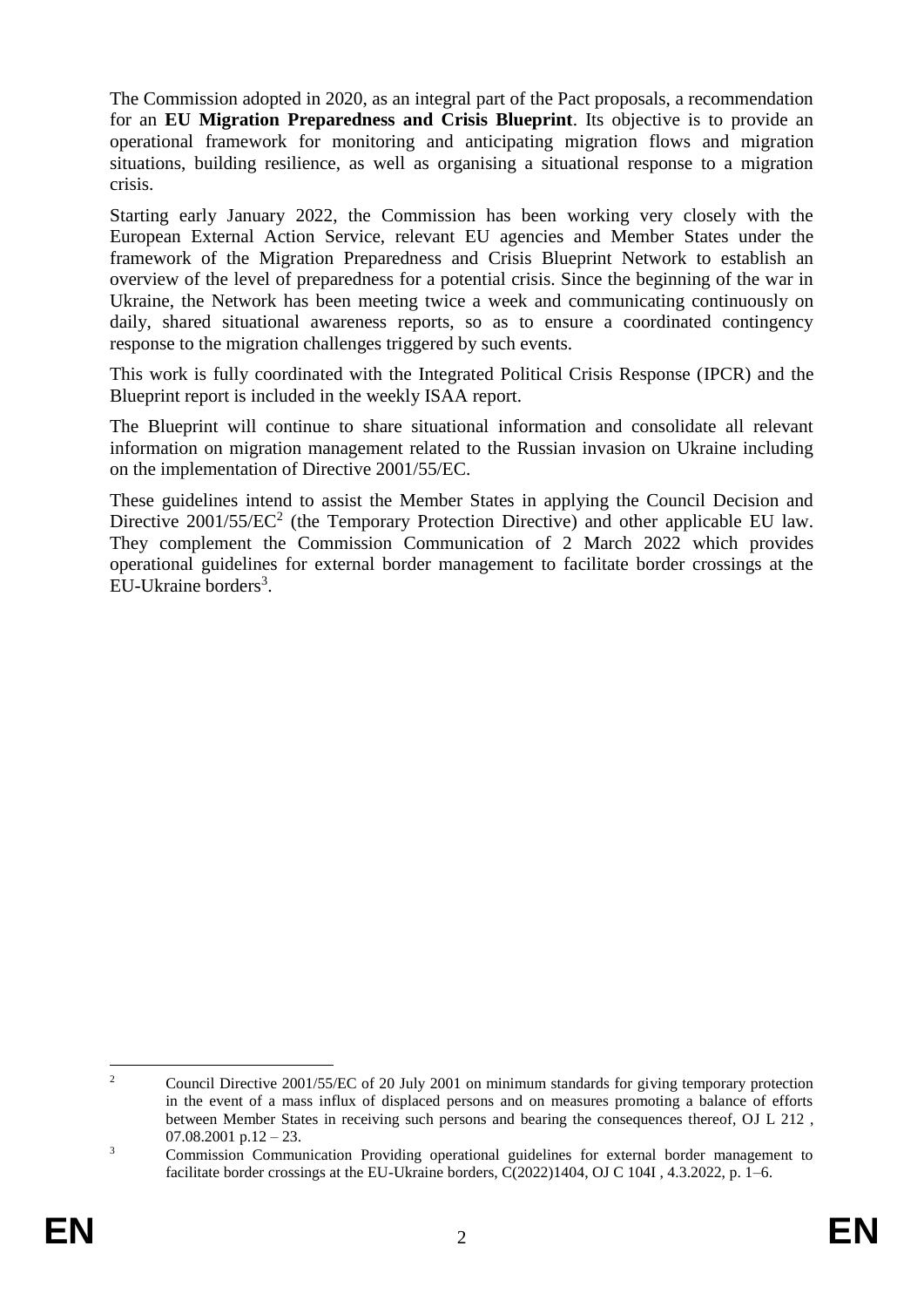The Commission adopted in 2020, as an integral part of the Pact proposals, a recommendation for an **EU Migration Preparedness and Crisis Blueprint**. Its objective is to provide an operational framework for monitoring and anticipating migration flows and migration situations, building resilience, as well as organising a situational response to a migration crisis.

Starting early January 2022, the Commission has been working very closely with the European External Action Service, relevant EU agencies and Member States under the framework of the Migration Preparedness and Crisis Blueprint Network to establish an overview of the level of preparedness for a potential crisis. Since the beginning of the war in Ukraine, the Network has been meeting twice a week and communicating continuously on daily, shared situational awareness reports, so as to ensure a coordinated contingency response to the migration challenges triggered by such events.

This work is fully coordinated with the Integrated Political Crisis Response (IPCR) and the Blueprint report is included in the weekly ISAA report.

The Blueprint will continue to share situational information and consolidate all relevant information on migration management related to the Russian invasion on Ukraine including on the implementation of Directive 2001/55/EC.

These guidelines intend to assist the Member States in applying the Council Decision and Directive 2001/55/EC[2] (the Temporary Protection Directive) and other applicable EU law. They complement the Commission Communication of 2 March 2022 which provides operational guidelines for external border management to facilitate border crossings at the EU-Ukraine borders[3].

---

[2] Council Directive 2001/55/EC of 20 July 2001 on minimum standards for giving temporary protection in the event of a mass influx of displaced persons and on measures promoting a balance of efforts between Member States in receiving such persons and bearing the consequences thereof, OJ L 212 , 07.08.2001 p.12 – 23.

[3] Commission Communication Providing operational guidelines for external border management to facilitate border crossings at the EU-Ukraine borders, C(2022)1404, OJ C 104I , 4.3.2022, p. 1–6.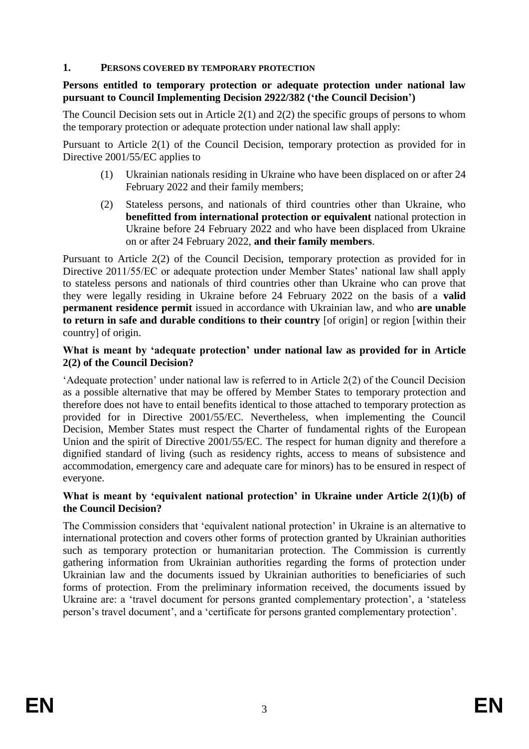## 1. PERSONS COVERED BY TEMPORARY PROTECTION

**Persons entitled to temporary protection or adequate protection under national law pursuant to Council Implementing Decision 2922/382 ('the Council Decision')**

The Council Decision sets out in Article 2(1) and 2(2) the specific groups of persons to whom the temporary protection or adequate protection under national law shall apply:

Pursuant to Article 2(1) of the Council Decision, temporary protection as provided for in Directive 2001/55/EC applies to

(1) Ukrainian nationals residing in Ukraine who have been displaced on or after 24 February 2022 and their family members;

(2) Stateless persons, and nationals of third countries other than Ukraine, who **benefitted from international protection or equivalent** national protection in Ukraine before 24 February 2022 and who have been displaced from Ukraine on or after 24 February 2022, **and their family members**.

Pursuant to Article 2(2) of the Council Decision, temporary protection as provided for in Directive 2011/55/EC or adequate protection under Member States' national law shall apply to stateless persons and nationals of third countries other than Ukraine who can prove that they were legally residing in Ukraine before 24 February 2022 on the basis of a **valid permanent residence permit** issued in accordance with Ukrainian law, and who **are unable to return in safe and durable conditions to their country** [of origin] or region [within their country] of origin.

**What is meant by 'adequate protection' under national law as provided for in Article 2(2) of the Council Decision?**

'Adequate protection' under national law is referred to in Article 2(2) of the Council Decision as a possible alternative that may be offered by Member States to temporary protection and therefore does not have to entail benefits identical to those attached to temporary protection as provided for in Directive 2001/55/EC. Nevertheless, when implementing the Council Decision, Member States must respect the Charter of fundamental rights of the European Union and the spirit of Directive 2001/55/EC. The respect for human dignity and therefore a dignified standard of living (such as residency rights, access to means of subsistence and accommodation, emergency care and adequate care for minors) has to be ensured in respect of everyone.

**What is meant by 'equivalent national protection' in Ukraine under Article 2(1)(b) of the Council Decision?**

The Commission considers that 'equivalent national protection' in Ukraine is an alternative to international protection and covers other forms of protection granted by Ukrainian authorities such as temporary protection or humanitarian protection. The Commission is currently gathering information from Ukrainian authorities regarding the forms of protection under Ukrainian law and the documents issued by Ukrainian authorities to beneficiaries of such forms of protection. From the preliminary information received, the documents issued by Ukraine are: a 'travel document for persons granted complementary protection', a 'stateless person's travel document', and a 'certificate for persons granted complementary protection'.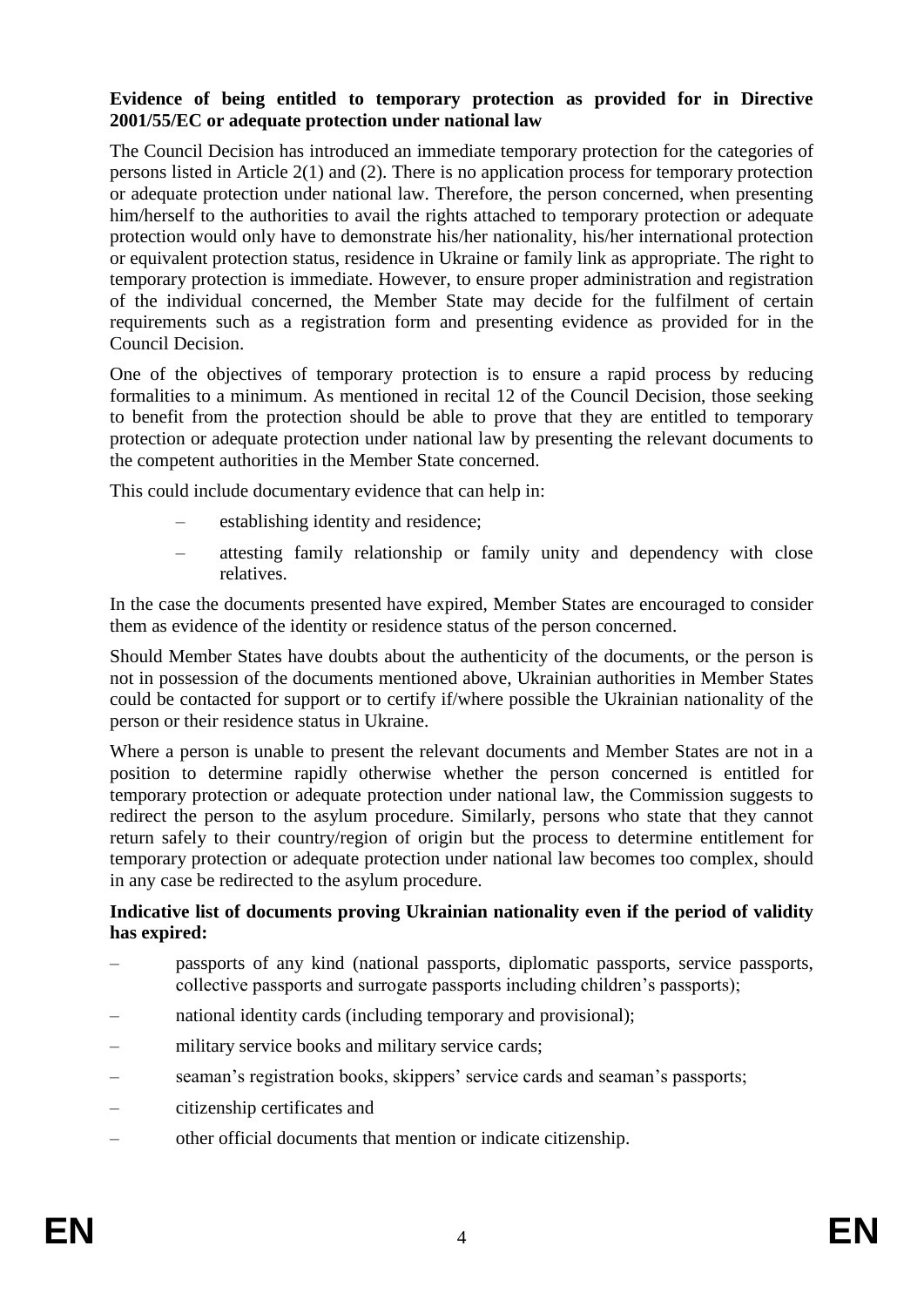**Evidence of being entitled to temporary protection as provided for in Directive 2001/55/EC or adequate protection under national law**

The Council Decision has introduced an immediate temporary protection for the categories of persons listed in Article 2(1) and (2). There is no application process for temporary protection or adequate protection under national law. Therefore, the person concerned, when presenting him/herself to the authorities to avail the rights attached to temporary protection or adequate protection would only have to demonstrate his/her nationality, his/her international protection or equivalent protection status, residence in Ukraine or family link as appropriate. The right to temporary protection is immediate. However, to ensure proper administration and registration of the individual concerned, the Member State may decide for the fulfilment of certain requirements such as a registration form and presenting evidence as provided for in the Council Decision.

One of the objectives of temporary protection is to ensure a rapid process by reducing formalities to a minimum. As mentioned in recital 12 of the Council Decision, those seeking to benefit from the protection should be able to prove that they are entitled to temporary protection or adequate protection under national law by presenting the relevant documents to the competent authorities in the Member State concerned.

This could include documentary evidence that can help in:

- establishing identity and residence;
- attesting family relationship or family unity and dependency with close relatives.

In the case the documents presented have expired, Member States are encouraged to consider them as evidence of the identity or residence status of the person concerned.

Should Member States have doubts about the authenticity of the documents, or the person is not in possession of the documents mentioned above, Ukrainian authorities in Member States could be contacted for support or to certify if/where possible the Ukrainian nationality of the person or their residence status in Ukraine.

Where a person is unable to present the relevant documents and Member States are not in a position to determine rapidly otherwise whether the person concerned is entitled for temporary protection or adequate protection under national law, the Commission suggests to redirect the person to the asylum procedure. Similarly, persons who state that they cannot return safely to their country/region of origin but the process to determine entitlement for temporary protection or adequate protection under national law becomes too complex, should in any case be redirected to the asylum procedure.

**Indicative list of documents proving Ukrainian nationality even if the period of validity has expired:**

- passports of any kind (national passports, diplomatic passports, service passports, collective passports and surrogate passports including children's passports);
- national identity cards (including temporary and provisional);
- military service books and military service cards;
- seaman's registration books, skippers' service cards and seaman's passports;
- citizenship certificates and
- other official documents that mention or indicate citizenship.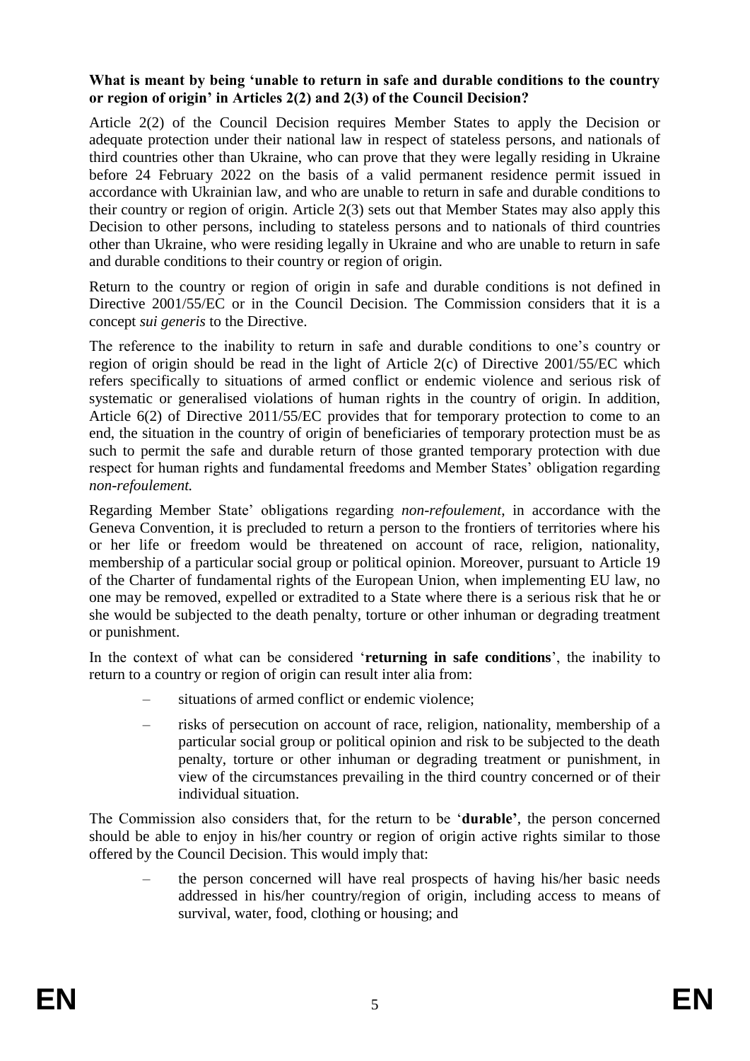**What is meant by being 'unable to return in safe and durable conditions to the country or region of origin' in Articles 2(2) and 2(3) of the Council Decision?**

Article 2(2) of the Council Decision requires Member States to apply the Decision or adequate protection under their national law in respect of stateless persons, and nationals of third countries other than Ukraine, who can prove that they were legally residing in Ukraine before 24 February 2022 on the basis of a valid permanent residence permit issued in accordance with Ukrainian law, and who are unable to return in safe and durable conditions to their country or region of origin. Article 2(3) sets out that Member States may also apply this Decision to other persons, including to stateless persons and to nationals of third countries other than Ukraine, who were residing legally in Ukraine and who are unable to return in safe and durable conditions to their country or region of origin.

Return to the country or region of origin in safe and durable conditions is not defined in Directive 2001/55/EC or in the Council Decision. The Commission considers that it is a concept *sui generis* to the Directive.

The reference to the inability to return in safe and durable conditions to one's country or region of origin should be read in the light of Article 2(c) of Directive 2001/55/EC which refers specifically to situations of armed conflict or endemic violence and serious risk of systematic or generalised violations of human rights in the country of origin. In addition, Article 6(2) of Directive 2011/55/EC provides that for temporary protection to come to an end, the situation in the country of origin of beneficiaries of temporary protection must be as such to permit the safe and durable return of those granted temporary protection with due respect for human rights and fundamental freedoms and Member States' obligation regarding *non-refoulement.*

Regarding Member State' obligations regarding *non-refoulement*, in accordance with the Geneva Convention, it is precluded to return a person to the frontiers of territories where his or her life or freedom would be threatened on account of race, religion, nationality, membership of a particular social group or political opinion. Moreover, pursuant to Article 19 of the Charter of fundamental rights of the European Union, when implementing EU law, no one may be removed, expelled or extradited to a State where there is a serious risk that he or she would be subjected to the death penalty, torture or other inhuman or degrading treatment or punishment.

In the context of what can be considered '**returning in safe conditions**', the inability to return to a country or region of origin can result inter alia from:

- situations of armed conflict or endemic violence;
- risks of persecution on account of race, religion, nationality, membership of a particular social group or political opinion and risk to be subjected to the death penalty, torture or other inhuman or degrading treatment or punishment, in view of the circumstances prevailing in the third country concerned or of their individual situation.

The Commission also considers that, for the return to be '**durable'**, the person concerned should be able to enjoy in his/her country or region of origin active rights similar to those offered by the Council Decision. This would imply that:

- the person concerned will have real prospects of having his/her basic needs addressed in his/her country/region of origin, including access to means of survival, water, food, clothing or housing; and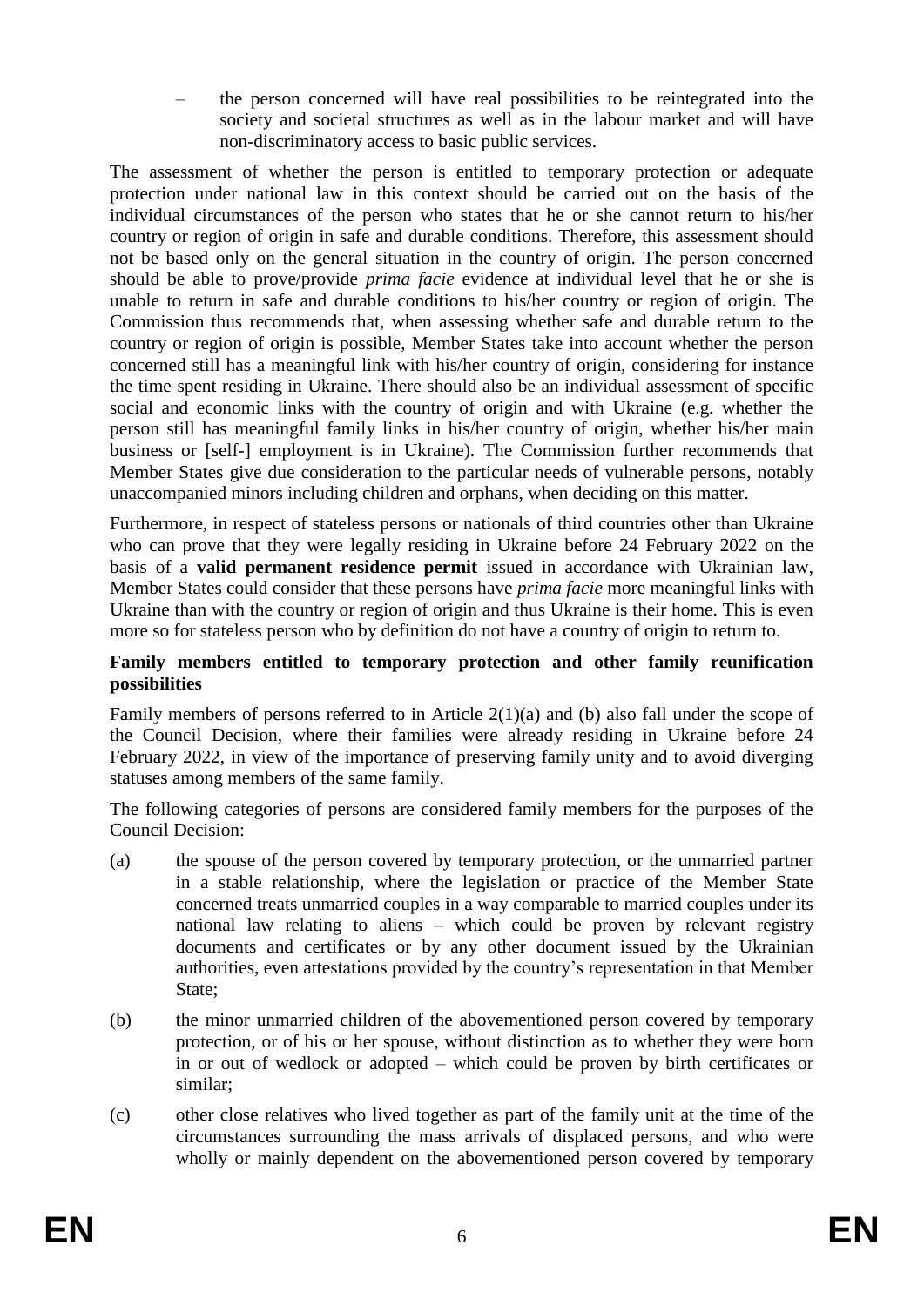– the person concerned will have real possibilities to be reintegrated into the society and societal structures as well as in the labour market and will have non-discriminatory access to basic public services.

The assessment of whether the person is entitled to temporary protection or adequate protection under national law in this context should be carried out on the basis of the individual circumstances of the person who states that he or she cannot return to his/her country or region of origin in safe and durable conditions. Therefore, this assessment should not be based only on the general situation in the country of origin. The person concerned should be able to prove/provide *prima facie* evidence at individual level that he or she is unable to return in safe and durable conditions to his/her country or region of origin. The Commission thus recommends that, when assessing whether safe and durable return to the country or region of origin is possible, Member States take into account whether the person concerned still has a meaningful link with his/her country of origin, considering for instance the time spent residing in Ukraine. There should also be an individual assessment of specific social and economic links with the country of origin and with Ukraine (e.g. whether the person still has meaningful family links in his/her country of origin, whether his/her main business or [self-] employment is in Ukraine). The Commission further recommends that Member States give due consideration to the particular needs of vulnerable persons, notably unaccompanied minors including children and orphans, when deciding on this matter.

Furthermore, in respect of stateless persons or nationals of third countries other than Ukraine who can prove that they were legally residing in Ukraine before 24 February 2022 on the basis of a **valid permanent residence permit** issued in accordance with Ukrainian law, Member States could consider that these persons have *prima facie* more meaningful links with Ukraine than with the country or region of origin and thus Ukraine is their home. This is even more so for stateless person who by definition do not have a country of origin to return to.

**Family members entitled to temporary protection and other family reunification possibilities**

Family members of persons referred to in Article 2(1)(a) and (b) also fall under the scope of the Council Decision, where their families were already residing in Ukraine before 24 February 2022, in view of the importance of preserving family unity and to avoid diverging statuses among members of the same family.

The following categories of persons are considered family members for the purposes of the Council Decision:

(a) the spouse of the person covered by temporary protection, or the unmarried partner in a stable relationship, where the legislation or practice of the Member State concerned treats unmarried couples in a way comparable to married couples under its national law relating to aliens – which could be proven by relevant registry documents and certificates or by any other document issued by the Ukrainian authorities, even attestations provided by the country's representation in that Member State;

(b) the minor unmarried children of the abovementioned person covered by temporary protection, or of his or her spouse, without distinction as to whether they were born in or out of wedlock or adopted – which could be proven by birth certificates or similar;

(c) other close relatives who lived together as part of the family unit at the time of the circumstances surrounding the mass arrivals of displaced persons, and who were wholly or mainly dependent on the abovementioned person covered by temporary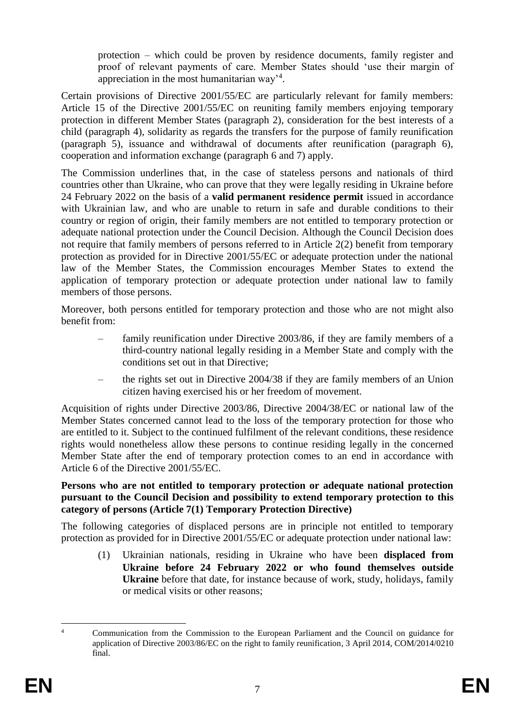protection – which could be proven by residence documents, family register and proof of relevant payments of care. Member States should 'use their margin of appreciation in the most humanitarian way'[4].

Certain provisions of Directive 2001/55/EC are particularly relevant for family members: Article 15 of the Directive 2001/55/EC on reuniting family members enjoying temporary protection in different Member States (paragraph 2), consideration for the best interests of a child (paragraph 4), solidarity as regards the transfers for the purpose of family reunification (paragraph 5), issuance and withdrawal of documents after reunification (paragraph 6), cooperation and information exchange (paragraph 6 and 7) apply.

The Commission underlines that, in the case of stateless persons and nationals of third countries other than Ukraine, who can prove that they were legally residing in Ukraine before 24 February 2022 on the basis of a **valid permanent residence permit** issued in accordance with Ukrainian law, and who are unable to return in safe and durable conditions to their country or region of origin, their family members are not entitled to temporary protection or adequate national protection under the Council Decision. Although the Council Decision does not require that family members of persons referred to in Article 2(2) benefit from temporary protection as provided for in Directive 2001/55/EC or adequate protection under the national law of the Member States, the Commission encourages Member States to extend the application of temporary protection or adequate protection under national law to family members of those persons.

Moreover, both persons entitled for temporary protection and those who are not might also benefit from:

- family reunification under Directive 2003/86, if they are family members of a third-country national legally residing in a Member State and comply with the conditions set out in that Directive;
- the rights set out in Directive 2004/38 if they are family members of an Union citizen having exercised his or her freedom of movement.

Acquisition of rights under Directive 2003/86, Directive 2004/38/EC or national law of the Member States concerned cannot lead to the loss of the temporary protection for those who are entitled to it. Subject to the continued fulfilment of the relevant conditions, these residence rights would nonetheless allow these persons to continue residing legally in the concerned Member State after the end of temporary protection comes to an end in accordance with Article 6 of the Directive 2001/55/EC.

**Persons who are not entitled to temporary protection or adequate national protection pursuant to the Council Decision and possibility to extend temporary protection to this category of persons (Article 7(1) Temporary Protection Directive)**

The following categories of displaced persons are in principle not entitled to temporary protection as provided for in Directive 2001/55/EC or adequate protection under national law:

(1) Ukrainian nationals, residing in Ukraine who have been **displaced from Ukraine before 24 February 2022 or who found themselves outside Ukraine** before that date, for instance because of work, study, holidays, family or medical visits or other reasons;

---

[4] Communication from the Commission to the European Parliament and the Council on guidance for application of Directive 2003/86/EC on the right to family reunification, 3 April 2014, COM/2014/0210 final.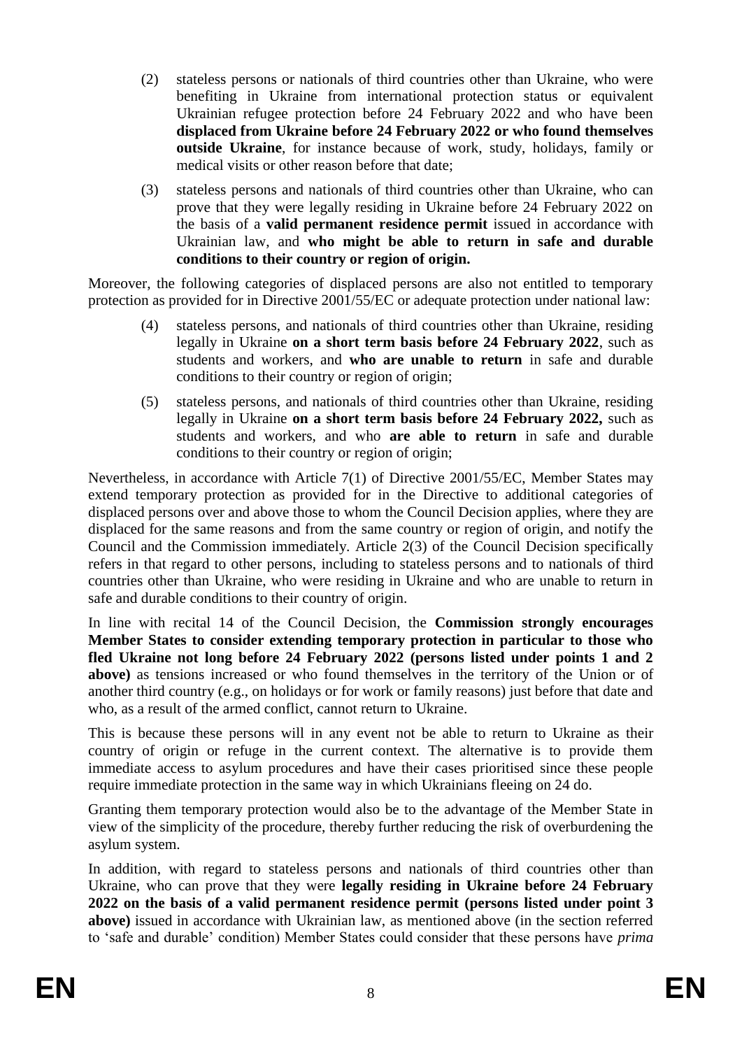(2) stateless persons or nationals of third countries other than Ukraine, who were benefiting in Ukraine from international protection status or equivalent Ukrainian refugee protection before 24 February 2022 and who have been **displaced from Ukraine before 24 February 2022 or who found themselves outside Ukraine**, for instance because of work, study, holidays, family or medical visits or other reason before that date;

(3) stateless persons and nationals of third countries other than Ukraine, who can prove that they were legally residing in Ukraine before 24 February 2022 on the basis of a **valid permanent residence permit** issued in accordance with Ukrainian law, and **who might be able to return in safe and durable conditions to their country or region of origin.**

Moreover, the following categories of displaced persons are also not entitled to temporary protection as provided for in Directive 2001/55/EC or adequate protection under national law:

(4) stateless persons, and nationals of third countries other than Ukraine, residing legally in Ukraine **on a short term basis before 24 February 2022**, such as students and workers, and **who are unable to return** in safe and durable conditions to their country or region of origin;

(5) stateless persons, and nationals of third countries other than Ukraine, residing legally in Ukraine **on a short term basis before 24 February 2022,** such as students and workers, and who **are able to return** in safe and durable conditions to their country or region of origin;

Nevertheless, in accordance with Article 7(1) of Directive 2001/55/EC, Member States may extend temporary protection as provided for in the Directive to additional categories of displaced persons over and above those to whom the Council Decision applies, where they are displaced for the same reasons and from the same country or region of origin, and notify the Council and the Commission immediately. Article 2(3) of the Council Decision specifically refers in that regard to other persons, including to stateless persons and to nationals of third countries other than Ukraine, who were residing in Ukraine and who are unable to return in safe and durable conditions to their country of origin.

In line with recital 14 of the Council Decision, the **Commission strongly encourages Member States to consider extending temporary protection in particular to those who fled Ukraine not long before 24 February 2022 (persons listed under points 1 and 2 above)** as tensions increased or who found themselves in the territory of the Union or of another third country (e.g., on holidays or for work or family reasons) just before that date and who, as a result of the armed conflict, cannot return to Ukraine.

This is because these persons will in any event not be able to return to Ukraine as their country of origin or refuge in the current context. The alternative is to provide them immediate access to asylum procedures and have their cases prioritised since these people require immediate protection in the same way in which Ukrainians fleeing on 24 do.

Granting them temporary protection would also be to the advantage of the Member State in view of the simplicity of the procedure, thereby further reducing the risk of overburdening the asylum system.

In addition, with regard to stateless persons and nationals of third countries other than Ukraine, who can prove that they were **legally residing in Ukraine before 24 February 2022 on the basis of a valid permanent residence permit (persons listed under point 3 above)** issued in accordance with Ukrainian law, as mentioned above (in the section referred to 'safe and durable' condition) Member States could consider that these persons have *prima*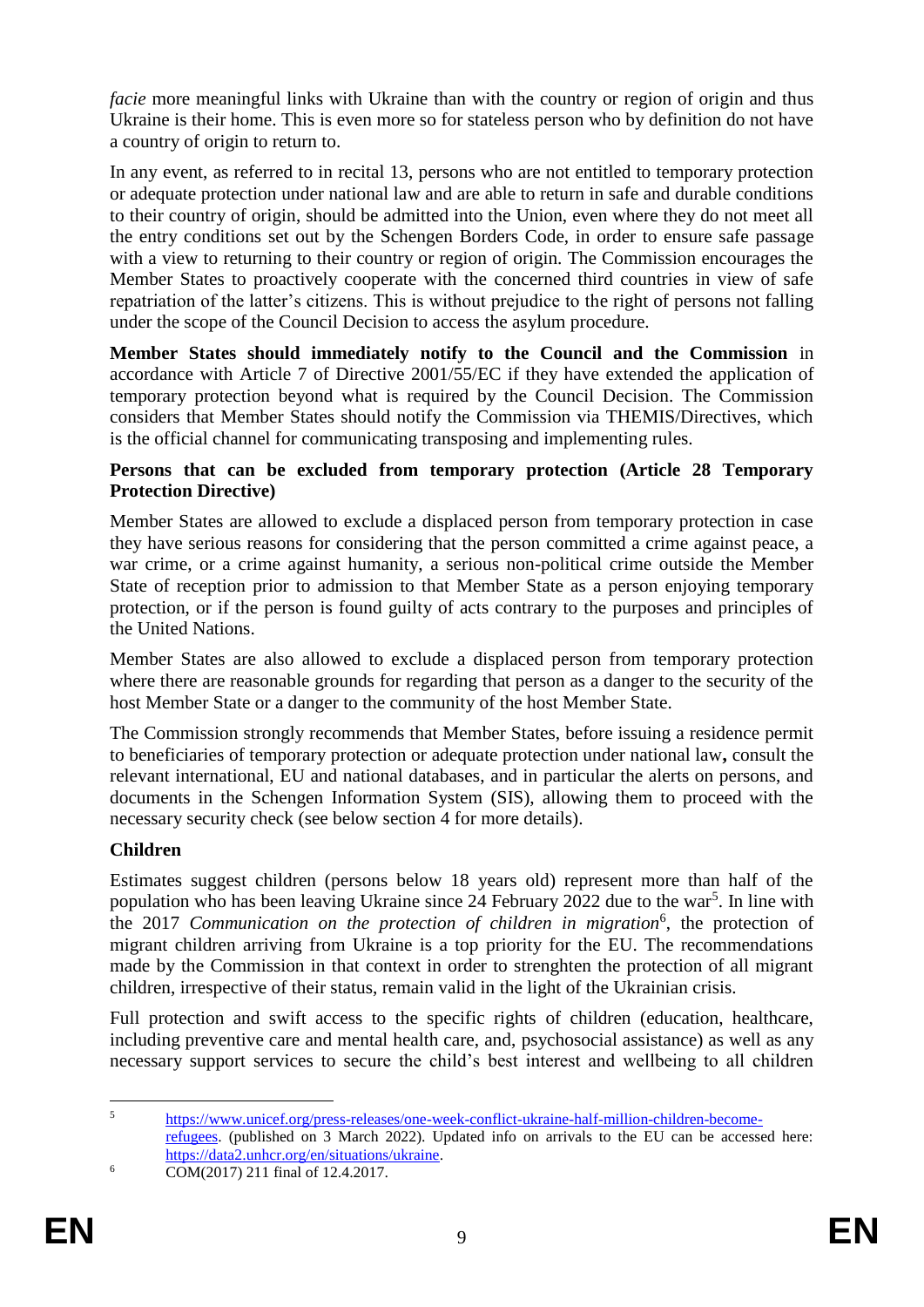*facie* more meaningful links with Ukraine than with the country or region of origin and thus Ukraine is their home. This is even more so for stateless person who by definition do not have a country of origin to return to.

In any event, as referred to in recital 13, persons who are not entitled to temporary protection or adequate protection under national law and are able to return in safe and durable conditions to their country of origin, should be admitted into the Union, even where they do not meet all the entry conditions set out by the Schengen Borders Code, in order to ensure safe passage with a view to returning to their country or region of origin. The Commission encourages the Member States to proactively cooperate with the concerned third countries in view of safe repatriation of the latter's citizens. This is without prejudice to the right of persons not falling under the scope of the Council Decision to access the asylum procedure.

**Member States should immediately notify to the Council and the Commission** in accordance with Article 7 of Directive 2001/55/EC if they have extended the application of temporary protection beyond what is required by the Council Decision. The Commission considers that Member States should notify the Commission via THEMIS/Directives, which is the official channel for communicating transposing and implementing rules.

**Persons that can be excluded from temporary protection (Article 28 Temporary Protection Directive)**

Member States are allowed to exclude a displaced person from temporary protection in case they have serious reasons for considering that the person committed a crime against peace, a war crime, or a crime against humanity, a serious non-political crime outside the Member State of reception prior to admission to that Member State as a person enjoying temporary protection, or if the person is found guilty of acts contrary to the purposes and principles of the United Nations.

Member States are also allowed to exclude a displaced person from temporary protection where there are reasonable grounds for regarding that person as a danger to the security of the host Member State or a danger to the community of the host Member State.

The Commission strongly recommends that Member States, before issuing a residence permit to beneficiaries of temporary protection or adequate protection under national law**,** consult the relevant international, EU and national databases, and in particular the alerts on persons, and documents in the Schengen Information System (SIS), allowing them to proceed with the necessary security check (see below section 4 for more details).

**Children**

Estimates suggest children (persons below 18 years old) represent more than half of the population who has been leaving Ukraine since 24 February 2022 due to the war[5]. In line with the 2017 *Communication on the protection of children in migration*[6], the protection of migrant children arriving from Ukraine is a top priority for the EU. The recommendations made by the Commission in that context in order to strenghten the protection of all migrant children, irrespective of their status, remain valid in the light of the Ukrainian crisis.

Full protection and swift access to the specific rights of children (education, healthcare, including preventive care and mental health care, and, psychosocial assistance) as well as any necessary support services to secure the child's best interest and wellbeing to all children

---

[5] https://www.unicef.org/press-releases/one-week-conflict-ukraine-half-million-children-become-refugees. (published on 3 March 2022). Updated info on arrivals to the EU can be accessed here: https://data2.unhcr.org/en/situations/ukraine.

[6] COM(2017) 211 final of 12.4.2017.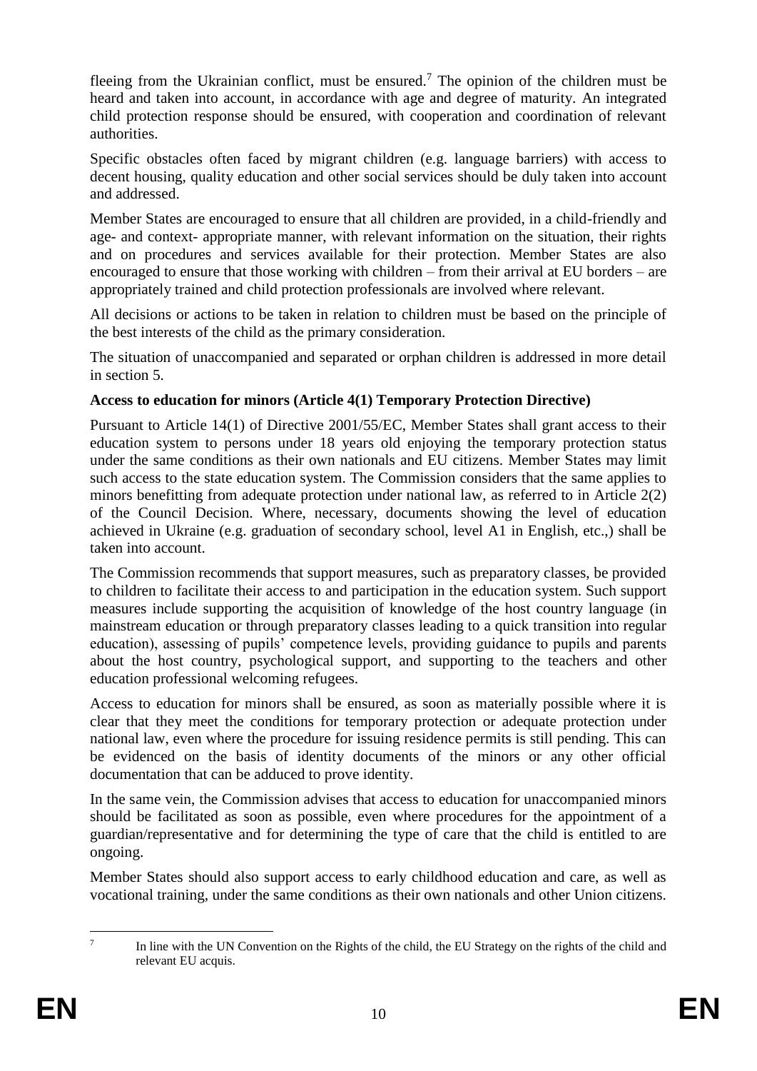fleeing from the Ukrainian conflict, must be ensured.[7] The opinion of the children must be heard and taken into account, in accordance with age and degree of maturity. An integrated child protection response should be ensured, with cooperation and coordination of relevant authorities.

Specific obstacles often faced by migrant children (e.g. language barriers) with access to decent housing, quality education and other social services should be duly taken into account and addressed.

Member States are encouraged to ensure that all children are provided, in a child-friendly and age- and context- appropriate manner, with relevant information on the situation, their rights and on procedures and services available for their protection. Member States are also encouraged to ensure that those working with children – from their arrival at EU borders – are appropriately trained and child protection professionals are involved where relevant.

All decisions or actions to be taken in relation to children must be based on the principle of the best interests of the child as the primary consideration.

The situation of unaccompanied and separated or orphan children is addressed in more detail in section 5.

**Access to education for minors (Article 4(1) Temporary Protection Directive)**

Pursuant to Article 14(1) of Directive 2001/55/EC, Member States shall grant access to their education system to persons under 18 years old enjoying the temporary protection status under the same conditions as their own nationals and EU citizens. Member States may limit such access to the state education system. The Commission considers that the same applies to minors benefitting from adequate protection under national law, as referred to in Article 2(2) of the Council Decision. Where, necessary, documents showing the level of education achieved in Ukraine (e.g. graduation of secondary school, level A1 in English, etc.,) shall be taken into account.

The Commission recommends that support measures, such as preparatory classes, be provided to children to facilitate their access to and participation in the education system. Such support measures include supporting the acquisition of knowledge of the host country language (in mainstream education or through preparatory classes leading to a quick transition into regular education), assessing of pupils' competence levels, providing guidance to pupils and parents about the host country, psychological support, and supporting to the teachers and other education professional welcoming refugees.

Access to education for minors shall be ensured, as soon as materially possible where it is clear that they meet the conditions for temporary protection or adequate protection under national law, even where the procedure for issuing residence permits is still pending. This can be evidenced on the basis of identity documents of the minors or any other official documentation that can be adduced to prove identity.

In the same vein, the Commission advises that access to education for unaccompanied minors should be facilitated as soon as possible, even where procedures for the appointment of a guardian/representative and for determining the type of care that the child is entitled to are ongoing.

Member States should also support access to early childhood education and care, as well as vocational training, under the same conditions as their own nationals and other Union citizens.

---

[7] In line with the UN Convention on the Rights of the child, the EU Strategy on the rights of the child and relevant EU acquis.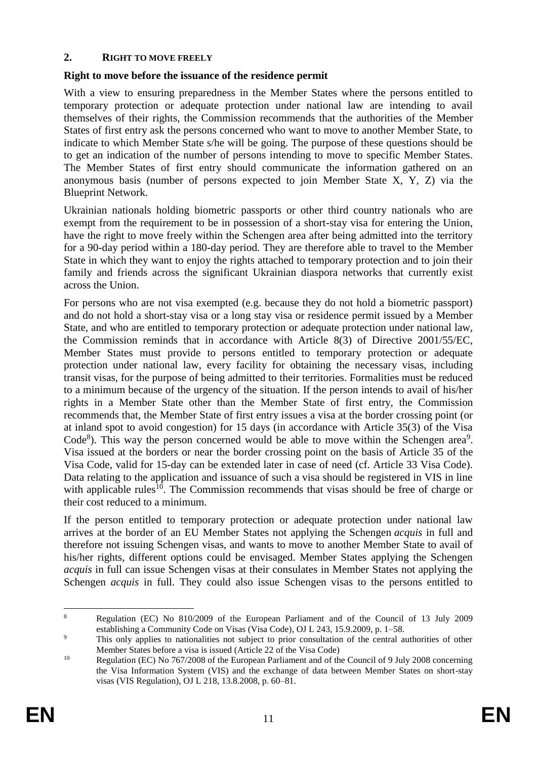## 2. RIGHT TO MOVE FREELY

### Right to move before the issuance of the residence permit

With a view to ensuring preparedness in the Member States where the persons entitled to temporary protection or adequate protection under national law are intending to avail themselves of their rights, the Commission recommends that the authorities of the Member States of first entry ask the persons concerned who want to move to another Member State, to indicate to which Member State s/he will be going. The purpose of these questions should be to get an indication of the number of persons intending to move to specific Member States. The Member States of first entry should communicate the information gathered on an anonymous basis (number of persons expected to join Member State X, Y, Z) via the Blueprint Network.

Ukrainian nationals holding biometric passports or other third country nationals who are exempt from the requirement to be in possession of a short-stay visa for entering the Union, have the right to move freely within the Schengen area after being admitted into the territory for a 90-day period within a 180-day period. They are therefore able to travel to the Member State in which they want to enjoy the rights attached to temporary protection and to join their family and friends across the significant Ukrainian diaspora networks that currently exist across the Union.

For persons who are not visa exempted (e.g. because they do not hold a biometric passport) and do not hold a short-stay visa or a long stay visa or residence permit issued by a Member State, and who are entitled to temporary protection or adequate protection under national law, the Commission reminds that in accordance with Article 8(3) of Directive 2001/55/EC, Member States must provide to persons entitled to temporary protection or adequate protection under national law, every facility for obtaining the necessary visas, including transit visas, for the purpose of being admitted to their territories. Formalities must be reduced to a minimum because of the urgency of the situation. If the person intends to avail of his/her rights in a Member State other than the Member State of first entry, the Commission recommends that, the Member State of first entry issues a visa at the border crossing point (or at inland spot to avoid congestion) for 15 days (in accordance with Article 35(3) of the Visa Code[8]). This way the person concerned would be able to move within the Schengen area[9]. Visa issued at the borders or near the border crossing point on the basis of Article 35 of the Visa Code, valid for 15-day can be extended later in case of need (cf. Article 33 Visa Code). Data relating to the application and issuance of such a visa should be registered in VIS in line with applicable rules[10]. The Commission recommends that visas should be free of charge or their cost reduced to a minimum.

If the person entitled to temporary protection or adequate protection under national law arrives at the border of an EU Member States not applying the Schengen *acquis* in full and therefore not issuing Schengen visas, and wants to move to another Member State to avail of his/her rights, different options could be envisaged. Member States applying the Schengen *acquis* in full can issue Schengen visas at their consulates in Member States not applying the Schengen *acquis* in full. They could also issue Schengen visas to the persons entitled to

---

[8] Regulation (EC) No 810/2009 of the European Parliament and of the Council of 13 July 2009 establishing a Community Code on Visas (Visa Code), OJ L 243, 15.9.2009, p. 1–58.

[9] This only applies to nationalities not subject to prior consultation of the central authorities of other Member States before a visa is issued (Article 22 of the Visa Code)

[10] Regulation (EC) No 767/2008 of the European Parliament and of the Council of 9 July 2008 concerning the Visa Information System (VIS) and the exchange of data between Member States on short-stay visas (VIS Regulation), OJ L 218, 13.8.2008, p. 60–81.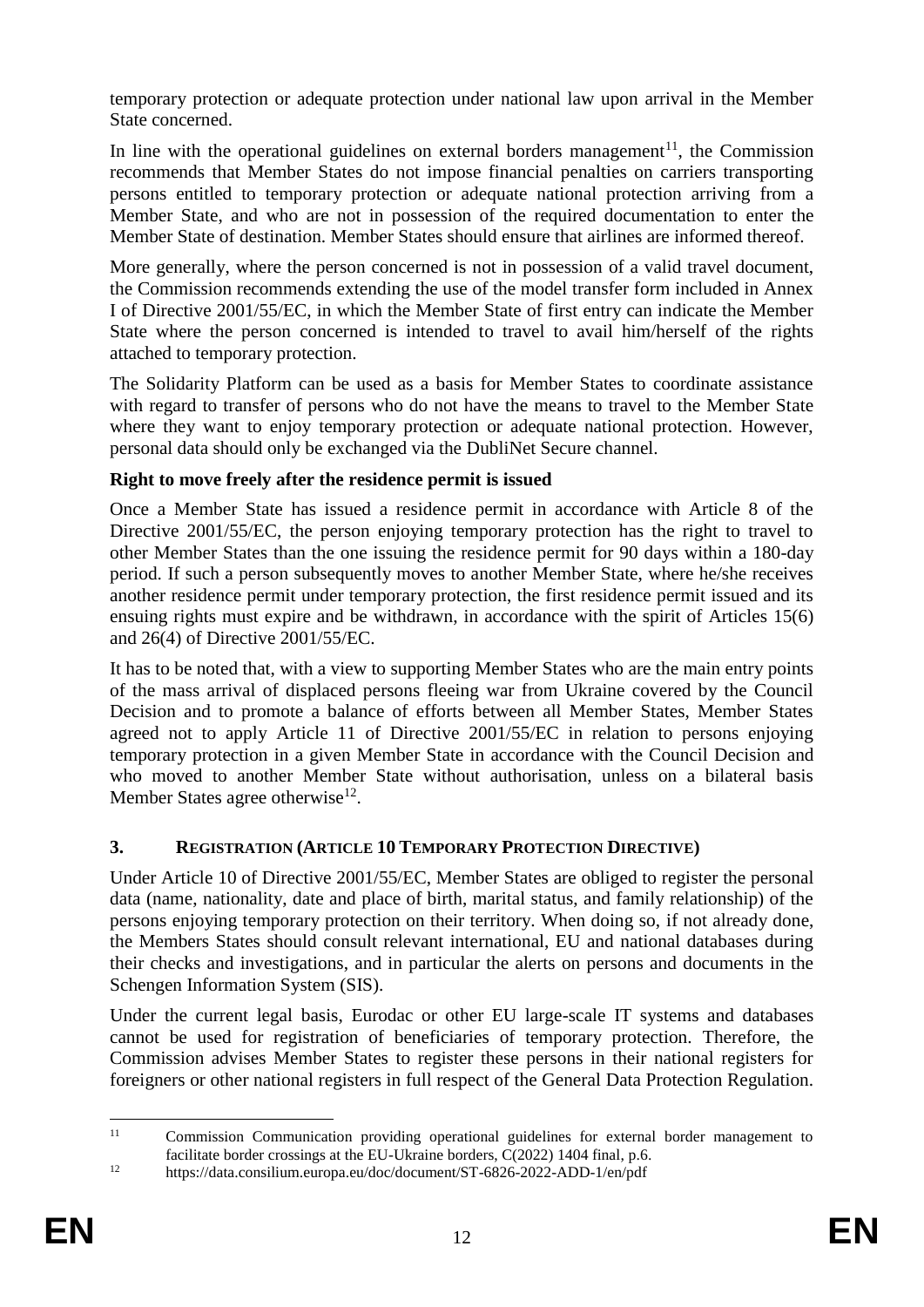temporary protection or adequate protection under national law upon arrival in the Member State concerned.

In line with the operational guidelines on external borders management[11], the Commission recommends that Member States do not impose financial penalties on carriers transporting persons entitled to temporary protection or adequate national protection arriving from a Member State, and who are not in possession of the required documentation to enter the Member State of destination. Member States should ensure that airlines are informed thereof.

More generally, where the person concerned is not in possession of a valid travel document, the Commission recommends extending the use of the model transfer form included in Annex I of Directive 2001/55/EC, in which the Member State of first entry can indicate the Member State where the person concerned is intended to travel to avail him/herself of the rights attached to temporary protection.

The Solidarity Platform can be used as a basis for Member States to coordinate assistance with regard to transfer of persons who do not have the means to travel to the Member State where they want to enjoy temporary protection or adequate national protection. However, personal data should only be exchanged via the DubliNet Secure channel.

**Right to move freely after the residence permit is issued**

Once a Member State has issued a residence permit in accordance with Article 8 of the Directive 2001/55/EC, the person enjoying temporary protection has the right to travel to other Member States than the one issuing the residence permit for 90 days within a 180-day period. If such a person subsequently moves to another Member State, where he/she receives another residence permit under temporary protection, the first residence permit issued and its ensuing rights must expire and be withdrawn, in accordance with the spirit of Articles 15(6) and 26(4) of Directive 2001/55/EC.

It has to be noted that, with a view to supporting Member States who are the main entry points of the mass arrival of displaced persons fleeing war from Ukraine covered by the Council Decision and to promote a balance of efforts between all Member States, Member States agreed not to apply Article 11 of Directive 2001/55/EC in relation to persons enjoying temporary protection in a given Member State in accordance with the Council Decision and who moved to another Member State without authorisation, unless on a bilateral basis Member States agree otherwise[12].

## 3. REGISTRATION (ARTICLE 10 TEMPORARY PROTECTION DIRECTIVE)

Under Article 10 of Directive 2001/55/EC, Member States are obliged to register the personal data (name, nationality, date and place of birth, marital status, and family relationship) of the persons enjoying temporary protection on their territory. When doing so, if not already done, the Members States should consult relevant international, EU and national databases during their checks and investigations, and in particular the alerts on persons and documents in the Schengen Information System (SIS).

Under the current legal basis, Eurodac or other EU large-scale IT systems and databases cannot be used for registration of beneficiaries of temporary protection. Therefore, the Commission advises Member States to register these persons in their national registers for foreigners or other national registers in full respect of the General Data Protection Regulation.

---

[11] Commission Communication providing operational guidelines for external border management to facilitate border crossings at the EU-Ukraine borders, C(2022) 1404 final, p.6.

[12] https://data.consilium.europa.eu/doc/document/ST-6826-2022-ADD-1/en/pdf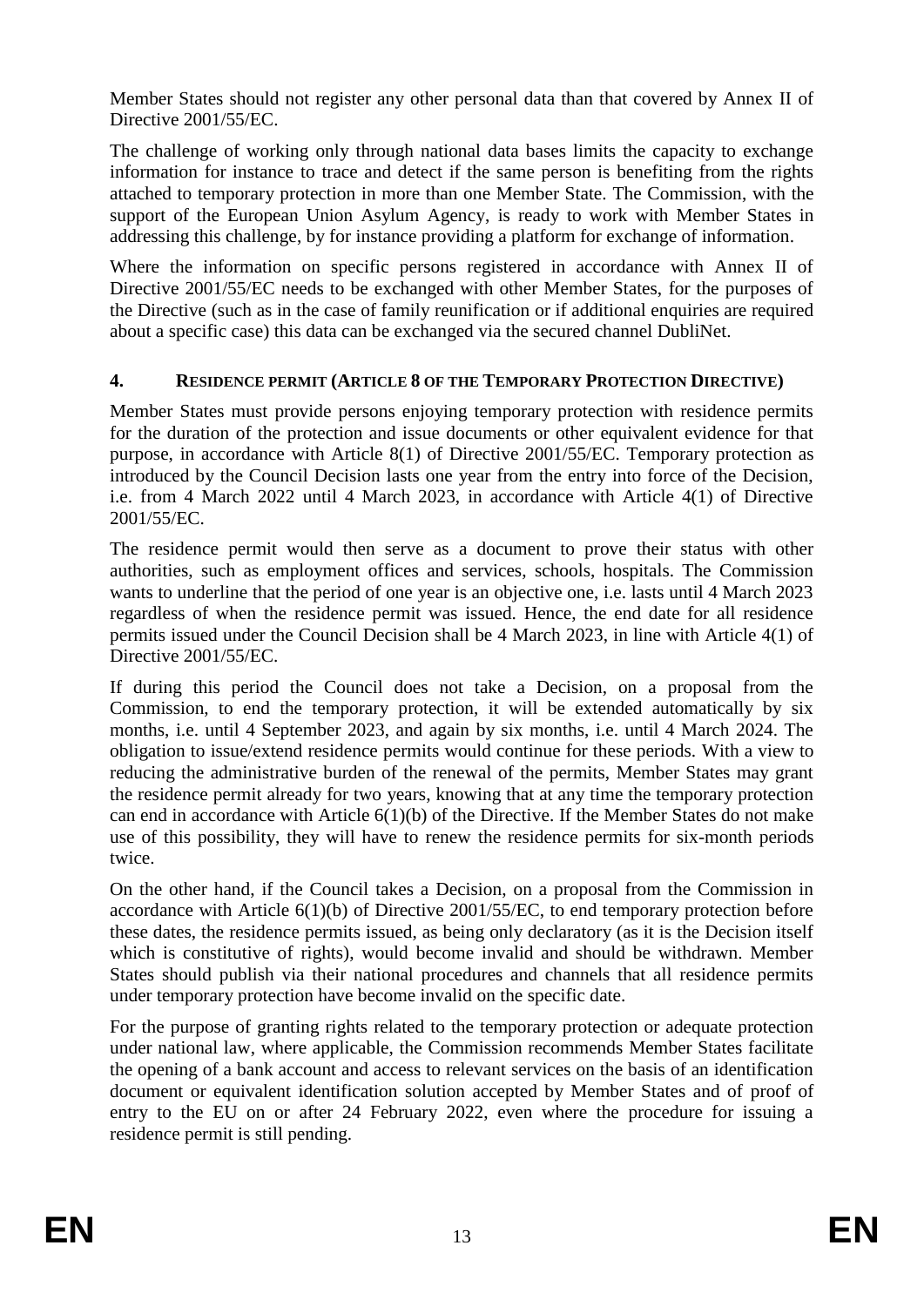Member States should not register any other personal data than that covered by Annex II of Directive 2001/55/EC.

The challenge of working only through national data bases limits the capacity to exchange information for instance to trace and detect if the same person is benefiting from the rights attached to temporary protection in more than one Member State. The Commission, with the support of the European Union Asylum Agency, is ready to work with Member States in addressing this challenge, by for instance providing a platform for exchange of information.

Where the information on specific persons registered in accordance with Annex II of Directive 2001/55/EC needs to be exchanged with other Member States, for the purposes of the Directive (such as in the case of family reunification or if additional enquiries are required about a specific case) this data can be exchanged via the secured channel DubliNet.

## 4. RESIDENCE PERMIT (ARTICLE 8 OF THE TEMPORARY PROTECTION DIRECTIVE)

Member States must provide persons enjoying temporary protection with residence permits for the duration of the protection and issue documents or other equivalent evidence for that purpose, in accordance with Article 8(1) of Directive 2001/55/EC. Temporary protection as introduced by the Council Decision lasts one year from the entry into force of the Decision, i.e. from 4 March 2022 until 4 March 2023, in accordance with Article 4(1) of Directive 2001/55/EC.

The residence permit would then serve as a document to prove their status with other authorities, such as employment offices and services, schools, hospitals. The Commission wants to underline that the period of one year is an objective one, i.e. lasts until 4 March 2023 regardless of when the residence permit was issued. Hence, the end date for all residence permits issued under the Council Decision shall be 4 March 2023, in line with Article 4(1) of Directive 2001/55/EC.

If during this period the Council does not take a Decision, on a proposal from the Commission, to end the temporary protection, it will be extended automatically by six months, i.e. until 4 September 2023, and again by six months, i.e. until 4 March 2024. The obligation to issue/extend residence permits would continue for these periods. With a view to reducing the administrative burden of the renewal of the permits, Member States may grant the residence permit already for two years, knowing that at any time the temporary protection can end in accordance with Article 6(1)(b) of the Directive. If the Member States do not make use of this possibility, they will have to renew the residence permits for six-month periods twice.

On the other hand, if the Council takes a Decision, on a proposal from the Commission in accordance with Article 6(1)(b) of Directive 2001/55/EC, to end temporary protection before these dates, the residence permits issued, as being only declaratory (as it is the Decision itself which is constitutive of rights), would become invalid and should be withdrawn. Member States should publish via their national procedures and channels that all residence permits under temporary protection have become invalid on the specific date.

For the purpose of granting rights related to the temporary protection or adequate protection under national law, where applicable, the Commission recommends Member States facilitate the opening of a bank account and access to relevant services on the basis of an identification document or equivalent identification solution accepted by Member States and of proof of entry to the EU on or after 24 February 2022, even where the procedure for issuing a residence permit is still pending.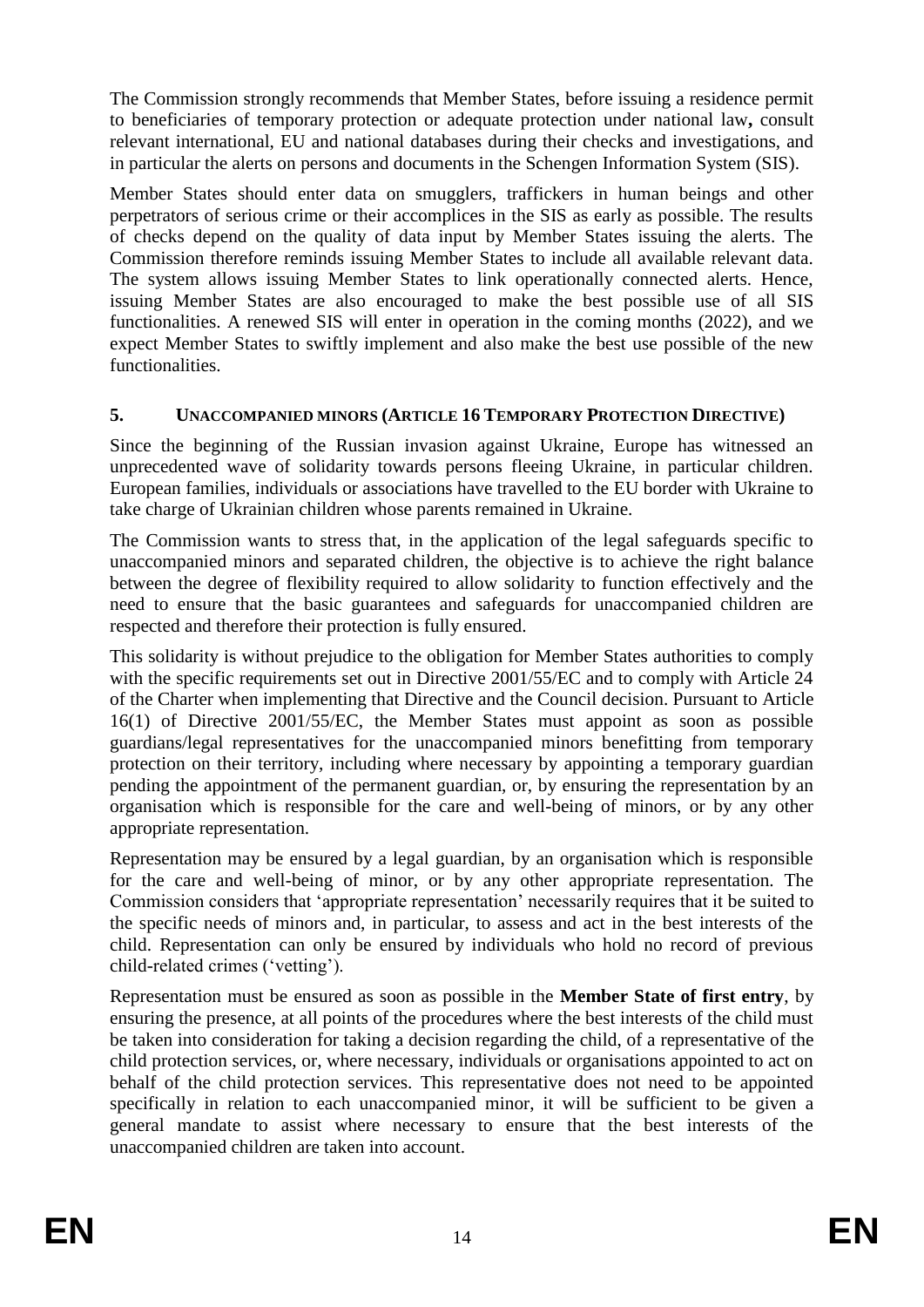The Commission strongly recommends that Member States, before issuing a residence permit to beneficiaries of temporary protection or adequate protection under national law**,** consult relevant international, EU and national databases during their checks and investigations, and in particular the alerts on persons and documents in the Schengen Information System (SIS).

Member States should enter data on smugglers, traffickers in human beings and other perpetrators of serious crime or their accomplices in the SIS as early as possible. The results of checks depend on the quality of data input by Member States issuing the alerts. The Commission therefore reminds issuing Member States to include all available relevant data. The system allows issuing Member States to link operationally connected alerts. Hence, issuing Member States are also encouraged to make the best possible use of all SIS functionalities. A renewed SIS will enter in operation in the coming months (2022), and we expect Member States to swiftly implement and also make the best use possible of the new functionalities.

## 5. UNACCOMPANIED MINORS (ARTICLE 16 TEMPORARY PROTECTION DIRECTIVE)

Since the beginning of the Russian invasion against Ukraine, Europe has witnessed an unprecedented wave of solidarity towards persons fleeing Ukraine, in particular children. European families, individuals or associations have travelled to the EU border with Ukraine to take charge of Ukrainian children whose parents remained in Ukraine.

The Commission wants to stress that, in the application of the legal safeguards specific to unaccompanied minors and separated children, the objective is to achieve the right balance between the degree of flexibility required to allow solidarity to function effectively and the need to ensure that the basic guarantees and safeguards for unaccompanied children are respected and therefore their protection is fully ensured.

This solidarity is without prejudice to the obligation for Member States authorities to comply with the specific requirements set out in Directive 2001/55/EC and to comply with Article 24 of the Charter when implementing that Directive and the Council decision. Pursuant to Article 16(1) of Directive 2001/55/EC, the Member States must appoint as soon as possible guardians/legal representatives for the unaccompanied minors benefitting from temporary protection on their territory, including where necessary by appointing a temporary guardian pending the appointment of the permanent guardian, or, by ensuring the representation by an organisation which is responsible for the care and well-being of minors, or by any other appropriate representation.

Representation may be ensured by a legal guardian, by an organisation which is responsible for the care and well-being of minor, or by any other appropriate representation. The Commission considers that 'appropriate representation' necessarily requires that it be suited to the specific needs of minors and, in particular, to assess and act in the best interests of the child. Representation can only be ensured by individuals who hold no record of previous child-related crimes ('vetting').

Representation must be ensured as soon as possible in the **Member State of first entry**, by ensuring the presence, at all points of the procedures where the best interests of the child must be taken into consideration for taking a decision regarding the child, of a representative of the child protection services, or, where necessary, individuals or organisations appointed to act on behalf of the child protection services. This representative does not need to be appointed specifically in relation to each unaccompanied minor, it will be sufficient to be given a general mandate to assist where necessary to ensure that the best interests of the unaccompanied children are taken into account.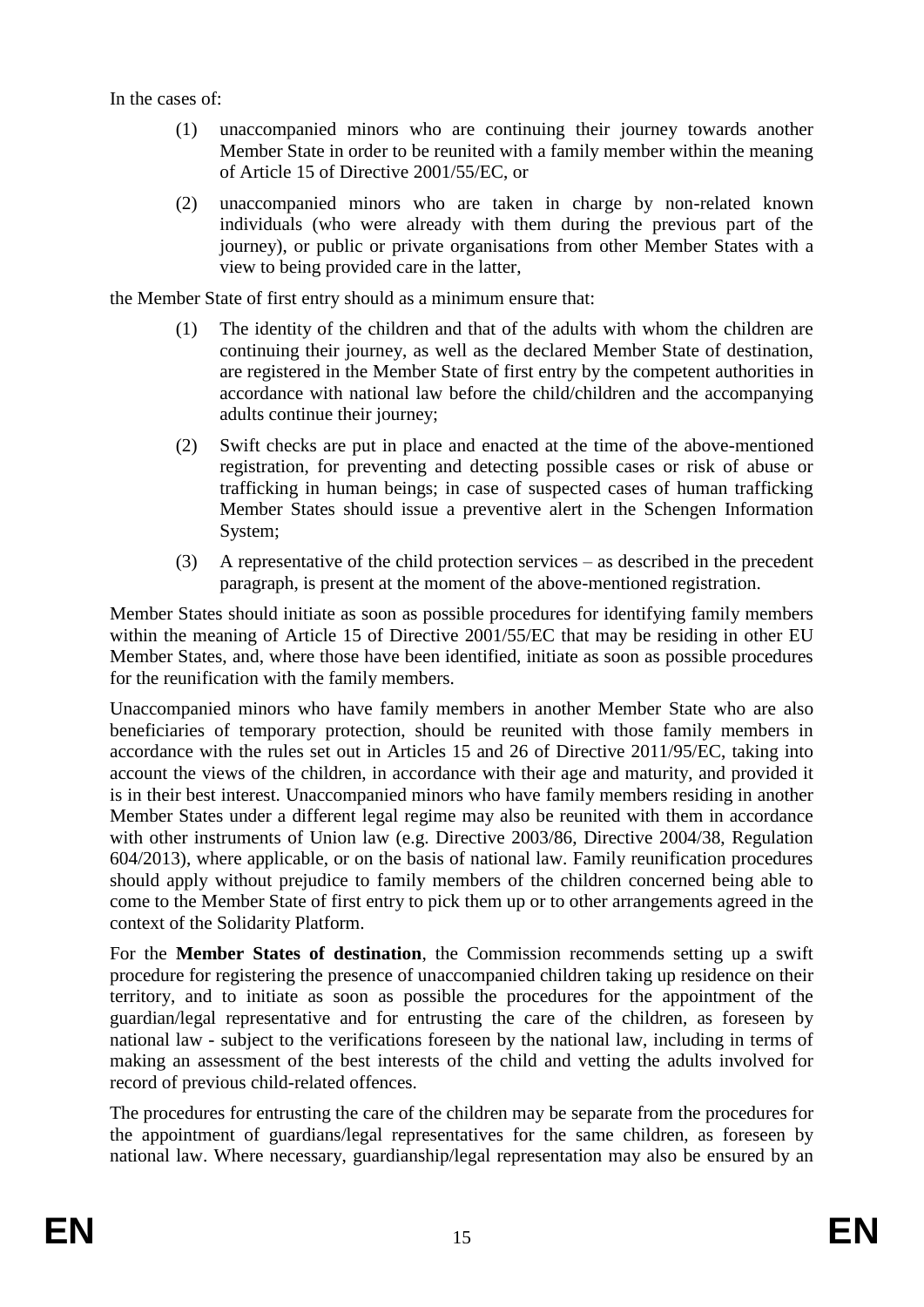In the cases of:

(1) unaccompanied minors who are continuing their journey towards another Member State in order to be reunited with a family member within the meaning of Article 15 of Directive 2001/55/EC, or

(2) unaccompanied minors who are taken in charge by non-related known individuals (who were already with them during the previous part of the journey), or public or private organisations from other Member States with a view to being provided care in the latter,

the Member State of first entry should as a minimum ensure that:

(1) The identity of the children and that of the adults with whom the children are continuing their journey, as well as the declared Member State of destination, are registered in the Member State of first entry by the competent authorities in accordance with national law before the child/children and the accompanying adults continue their journey;

(2) Swift checks are put in place and enacted at the time of the above-mentioned registration, for preventing and detecting possible cases or risk of abuse or trafficking in human beings; in case of suspected cases of human trafficking Member States should issue a preventive alert in the Schengen Information System;

(3) A representative of the child protection services – as described in the precedent paragraph, is present at the moment of the above-mentioned registration.

Member States should initiate as soon as possible procedures for identifying family members within the meaning of Article 15 of Directive 2001/55/EC that may be residing in other EU Member States, and, where those have been identified, initiate as soon as possible procedures for the reunification with the family members.

Unaccompanied minors who have family members in another Member State who are also beneficiaries of temporary protection, should be reunited with those family members in accordance with the rules set out in Articles 15 and 26 of Directive 2011/95/EC, taking into account the views of the children, in accordance with their age and maturity, and provided it is in their best interest. Unaccompanied minors who have family members residing in another Member States under a different legal regime may also be reunited with them in accordance with other instruments of Union law (e.g. Directive 2003/86, Directive 2004/38, Regulation 604/2013), where applicable, or on the basis of national law. Family reunification procedures should apply without prejudice to family members of the children concerned being able to come to the Member State of first entry to pick them up or to other arrangements agreed in the context of the Solidarity Platform.

For the **Member States of destination**, the Commission recommends setting up a swift procedure for registering the presence of unaccompanied children taking up residence on their territory, and to initiate as soon as possible the procedures for the appointment of the guardian/legal representative and for entrusting the care of the children, as foreseen by national law - subject to the verifications foreseen by the national law, including in terms of making an assessment of the best interests of the child and vetting the adults involved for record of previous child-related offences.

The procedures for entrusting the care of the children may be separate from the procedures for the appointment of guardians/legal representatives for the same children, as foreseen by national law. Where necessary, guardianship/legal representation may also be ensured by an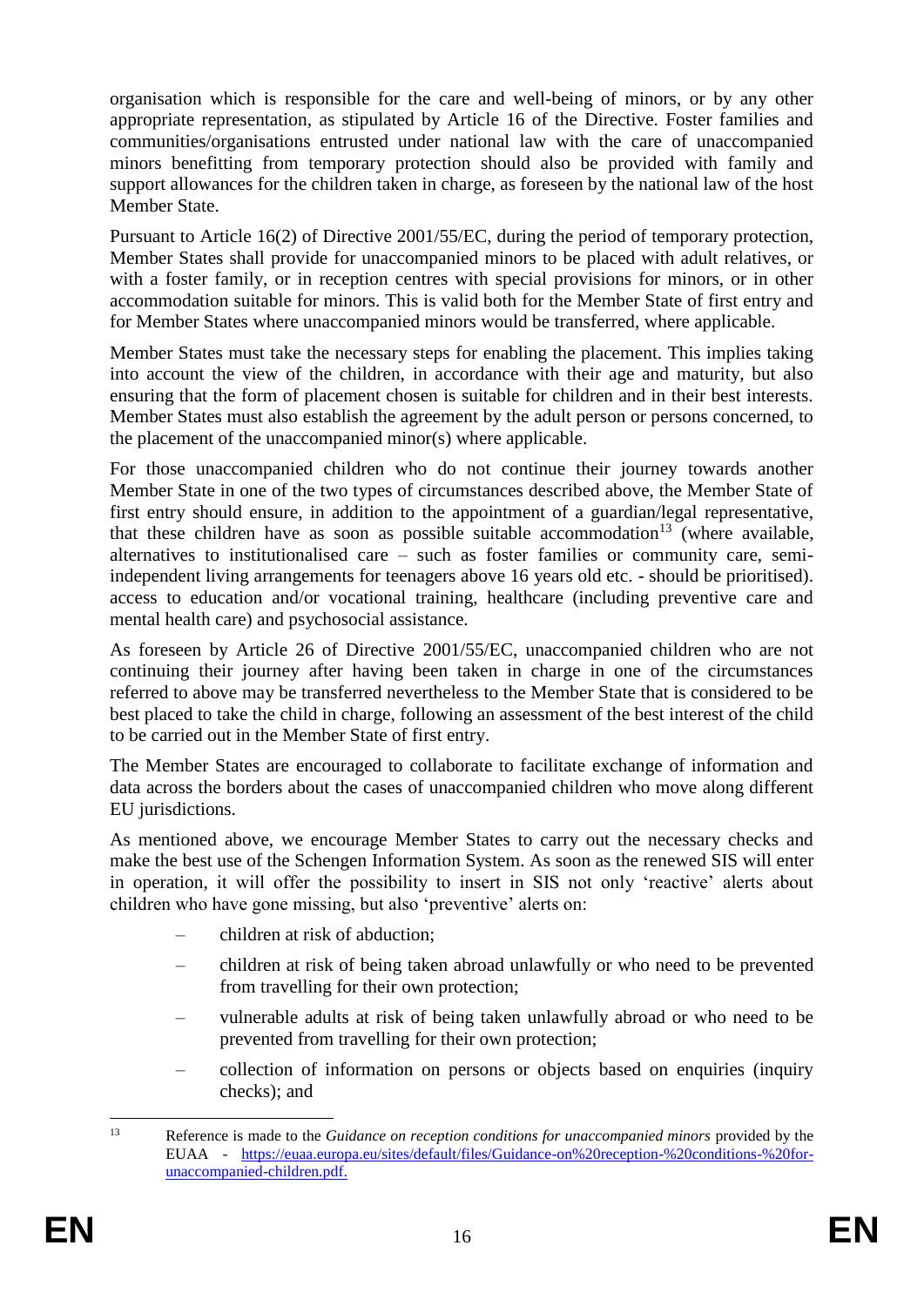organisation which is responsible for the care and well-being of minors, or by any other appropriate representation, as stipulated by Article 16 of the Directive. Foster families and communities/organisations entrusted under national law with the care of unaccompanied minors benefitting from temporary protection should also be provided with family and support allowances for the children taken in charge, as foreseen by the national law of the host Member State.

Pursuant to Article 16(2) of Directive 2001/55/EC, during the period of temporary protection, Member States shall provide for unaccompanied minors to be placed with adult relatives, or with a foster family, or in reception centres with special provisions for minors, or in other accommodation suitable for minors. This is valid both for the Member State of first entry and for Member States where unaccompanied minors would be transferred, where applicable.

Member States must take the necessary steps for enabling the placement. This implies taking into account the view of the children, in accordance with their age and maturity, but also ensuring that the form of placement chosen is suitable for children and in their best interests. Member States must also establish the agreement by the adult person or persons concerned, to the placement of the unaccompanied minor(s) where applicable.

For those unaccompanied children who do not continue their journey towards another Member State in one of the two types of circumstances described above, the Member State of first entry should ensure, in addition to the appointment of a guardian/legal representative, that these children have as soon as possible suitable accommodation[13] (where available, alternatives to institutionalised care – such as foster families or community care, semi-independent living arrangements for teenagers above 16 years old etc. - should be prioritised). access to education and/or vocational training, healthcare (including preventive care and mental health care) and psychosocial assistance.

As foreseen by Article 26 of Directive 2001/55/EC, unaccompanied children who are not continuing their journey after having been taken in charge in one of the circumstances referred to above may be transferred nevertheless to the Member State that is considered to be best placed to take the child in charge, following an assessment of the best interest of the child to be carried out in the Member State of first entry.

The Member States are encouraged to collaborate to facilitate exchange of information and data across the borders about the cases of unaccompanied children who move along different EU jurisdictions.

As mentioned above, we encourage Member States to carry out the necessary checks and make the best use of the Schengen Information System. As soon as the renewed SIS will enter in operation, it will offer the possibility to insert in SIS not only 'reactive' alerts about children who have gone missing, but also 'preventive' alerts on:

- children at risk of abduction;
- children at risk of being taken abroad unlawfully or who need to be prevented from travelling for their own protection;
- vulnerable adults at risk of being taken unlawfully abroad or who need to be prevented from travelling for their own protection;
- collection of information on persons or objects based on enquiries (inquiry checks); and

[13] Reference is made to the *Guidance on reception conditions for unaccompanied minors* provided by the EUAA - https://euaa.europa.eu/sites/default/files/Guidance-on%20reception-%20conditions-%20for-unaccompanied-children.pdf.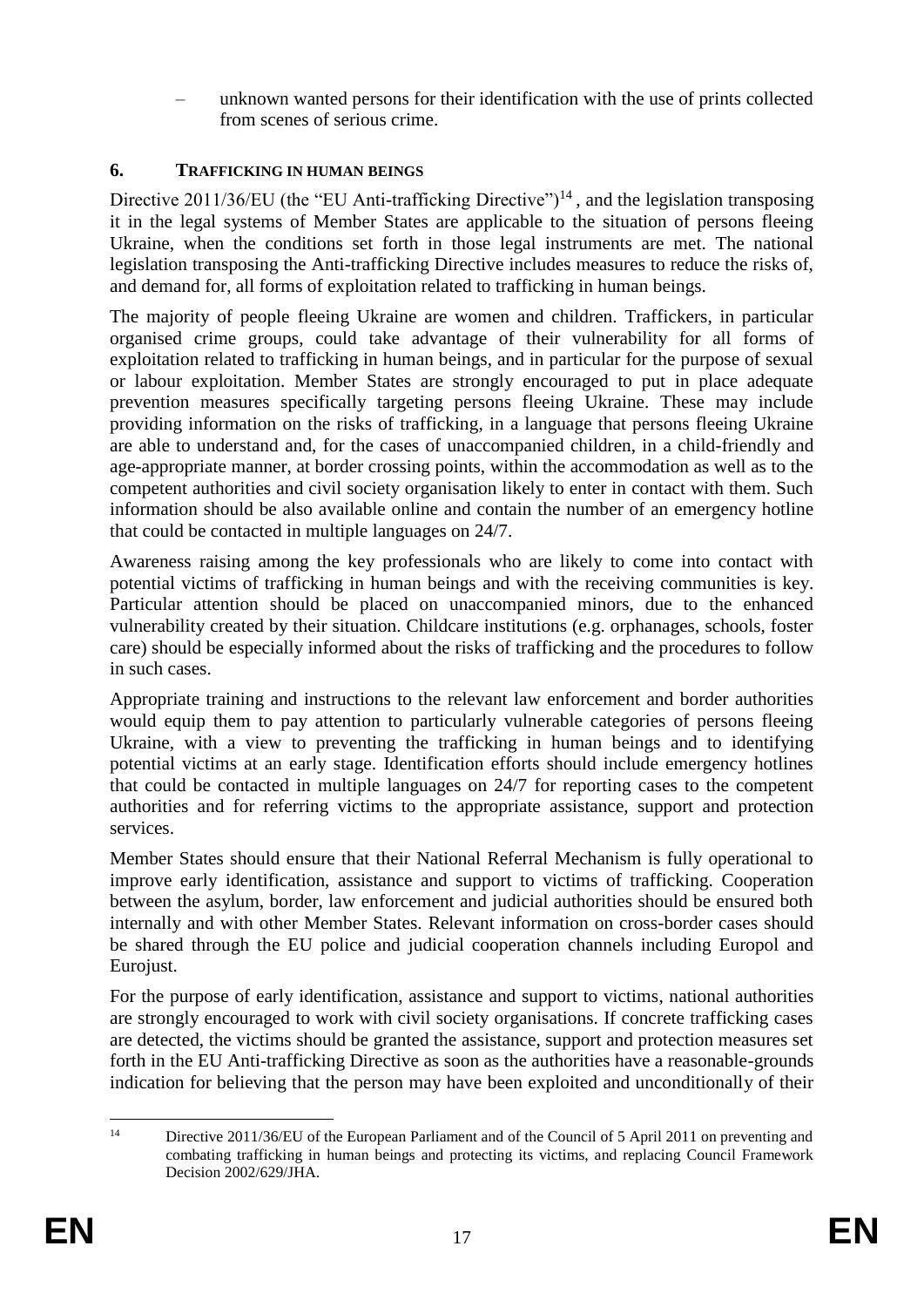– unknown wanted persons for their identification with the use of prints collected from scenes of serious crime.

## 6. TRAFFICKING IN HUMAN BEINGS

Directive 2011/36/EU (the "EU Anti-trafficking Directive")[14], and the legislation transposing it in the legal systems of Member States are applicable to the situation of persons fleeing Ukraine, when the conditions set forth in those legal instruments are met. The national legislation transposing the Anti-trafficking Directive includes measures to reduce the risks of, and demand for, all forms of exploitation related to trafficking in human beings.

The majority of people fleeing Ukraine are women and children. Traffickers, in particular organised crime groups, could take advantage of their vulnerability for all forms of exploitation related to trafficking in human beings, and in particular for the purpose of sexual or labour exploitation. Member States are strongly encouraged to put in place adequate prevention measures specifically targeting persons fleeing Ukraine. These may include providing information on the risks of trafficking, in a language that persons fleeing Ukraine are able to understand and, for the cases of unaccompanied children, in a child-friendly and age-appropriate manner, at border crossing points, within the accommodation as well as to the competent authorities and civil society organisation likely to enter in contact with them. Such information should be also available online and contain the number of an emergency hotline that could be contacted in multiple languages on 24/7.

Awareness raising among the key professionals who are likely to come into contact with potential victims of trafficking in human beings and with the receiving communities is key. Particular attention should be placed on unaccompanied minors, due to the enhanced vulnerability created by their situation. Childcare institutions (e.g. orphanages, schools, foster care) should be especially informed about the risks of trafficking and the procedures to follow in such cases.

Appropriate training and instructions to the relevant law enforcement and border authorities would equip them to pay attention to particularly vulnerable categories of persons fleeing Ukraine, with a view to preventing the trafficking in human beings and to identifying potential victims at an early stage. Identification efforts should include emergency hotlines that could be contacted in multiple languages on 24/7 for reporting cases to the competent authorities and for referring victims to the appropriate assistance, support and protection services.

Member States should ensure that their National Referral Mechanism is fully operational to improve early identification, assistance and support to victims of trafficking. Cooperation between the asylum, border, law enforcement and judicial authorities should be ensured both internally and with other Member States. Relevant information on cross-border cases should be shared through the EU police and judicial cooperation channels including Europol and Eurojust.

For the purpose of early identification, assistance and support to victims, national authorities are strongly encouraged to work with civil society organisations. If concrete trafficking cases are detected, the victims should be granted the assistance, support and protection measures set forth in the EU Anti-trafficking Directive as soon as the authorities have a reasonable-grounds indication for believing that the person may have been exploited and unconditionally of their

[14] Directive 2011/36/EU of the European Parliament and of the Council of 5 April 2011 on preventing and combating trafficking in human beings and protecting its victims, and replacing Council Framework Decision 2002/629/JHA.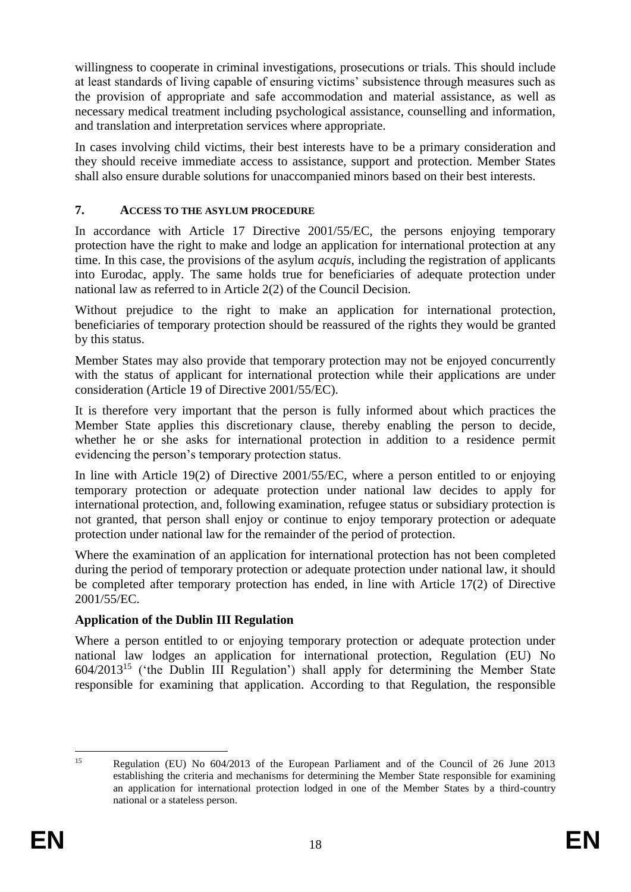willingness to cooperate in criminal investigations, prosecutions or trials. This should include at least standards of living capable of ensuring victims' subsistence through measures such as the provision of appropriate and safe accommodation and material assistance, as well as necessary medical treatment including psychological assistance, counselling and information, and translation and interpretation services where appropriate.

In cases involving child victims, their best interests have to be a primary consideration and they should receive immediate access to assistance, support and protection. Member States shall also ensure durable solutions for unaccompanied minors based on their best interests.

## 7. ACCESS TO THE ASYLUM PROCEDURE

In accordance with Article 17 Directive 2001/55/EC, the persons enjoying temporary protection have the right to make and lodge an application for international protection at any time. In this case, the provisions of the asylum *acquis*, including the registration of applicants into Eurodac, apply. The same holds true for beneficiaries of adequate protection under national law as referred to in Article 2(2) of the Council Decision.

Without prejudice to the right to make an application for international protection, beneficiaries of temporary protection should be reassured of the rights they would be granted by this status.

Member States may also provide that temporary protection may not be enjoyed concurrently with the status of applicant for international protection while their applications are under consideration (Article 19 of Directive 2001/55/EC).

It is therefore very important that the person is fully informed about which practices the Member State applies this discretionary clause, thereby enabling the person to decide, whether he or she asks for international protection in addition to a residence permit evidencing the person's temporary protection status.

In line with Article 19(2) of Directive 2001/55/EC, where a person entitled to or enjoying temporary protection or adequate protection under national law decides to apply for international protection, and, following examination, refugee status or subsidiary protection is not granted, that person shall enjoy or continue to enjoy temporary protection or adequate protection under national law for the remainder of the period of protection.

Where the examination of an application for international protection has not been completed during the period of temporary protection or adequate protection under national law, it should be completed after temporary protection has ended, in line with Article 17(2) of Directive 2001/55/EC.

**Application of the Dublin III Regulation**

Where a person entitled to or enjoying temporary protection or adequate protection under national law lodges an application for international protection, Regulation (EU) No 604/2013[15] ('the Dublin III Regulation') shall apply for determining the Member State responsible for examining that application. According to that Regulation, the responsible

[15] Regulation (EU) No 604/2013 of the European Parliament and of the Council of 26 June 2013 establishing the criteria and mechanisms for determining the Member State responsible for examining an application for international protection lodged in one of the Member States by a third-country national or a stateless person.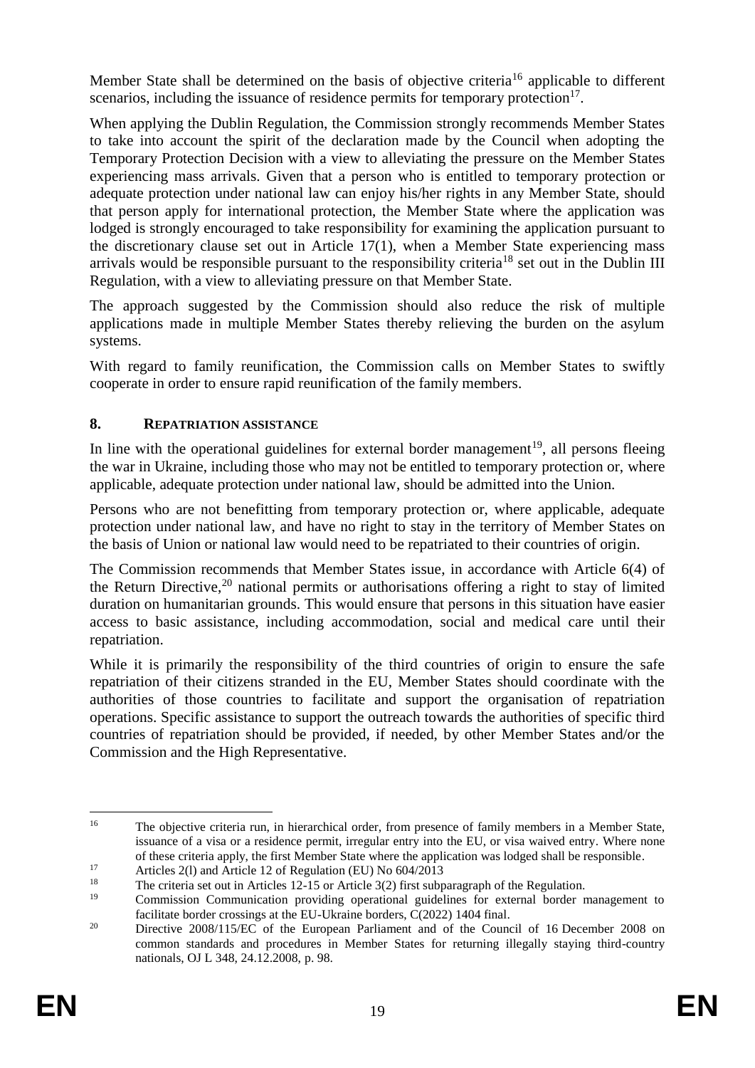Member State shall be determined on the basis of objective criteria[16] applicable to different scenarios, including the issuance of residence permits for temporary protection[17].

When applying the Dublin Regulation, the Commission strongly recommends Member States to take into account the spirit of the declaration made by the Council when adopting the Temporary Protection Decision with a view to alleviating the pressure on the Member States experiencing mass arrivals. Given that a person who is entitled to temporary protection or adequate protection under national law can enjoy his/her rights in any Member State, should that person apply for international protection, the Member State where the application was lodged is strongly encouraged to take responsibility for examining the application pursuant to the discretionary clause set out in Article 17(1), when a Member State experiencing mass arrivals would be responsible pursuant to the responsibility criteria[18] set out in the Dublin III Regulation, with a view to alleviating pressure on that Member State.

The approach suggested by the Commission should also reduce the risk of multiple applications made in multiple Member States thereby relieving the burden on the asylum systems.

With regard to family reunification, the Commission calls on Member States to swiftly cooperate in order to ensure rapid reunification of the family members.

## 8. REPATRIATION ASSISTANCE

In line with the operational guidelines for external border management[19], all persons fleeing the war in Ukraine, including those who may not be entitled to temporary protection or, where applicable, adequate protection under national law, should be admitted into the Union.

Persons who are not benefitting from temporary protection or, where applicable, adequate protection under national law, and have no right to stay in the territory of Member States on the basis of Union or national law would need to be repatriated to their countries of origin.

The Commission recommends that Member States issue, in accordance with Article 6(4) of the Return Directive,[20] national permits or authorisations offering a right to stay of limited duration on humanitarian grounds. This would ensure that persons in this situation have easier access to basic assistance, including accommodation, social and medical care until their repatriation.

While it is primarily the responsibility of the third countries of origin to ensure the safe repatriation of their citizens stranded in the EU, Member States should coordinate with the authorities of those countries to facilitate and support the organisation of repatriation operations. Specific assistance to support the outreach towards the authorities of specific third countries of repatriation should be provided, if needed, by other Member States and/or the Commission and the High Representative.

---

[16] The objective criteria run, in hierarchical order, from presence of family members in a Member State, issuance of a visa or a residence permit, irregular entry into the EU, or visa waived entry. Where none of these criteria apply, the first Member State where the application was lodged shall be responsible.

[17] Articles 2(l) and Article 12 of Regulation (EU) No 604/2013

[18] The criteria set out in Articles 12-15 or Article 3(2) first subparagraph of the Regulation.

[19] Commission Communication providing operational guidelines for external border management to facilitate border crossings at the EU-Ukraine borders, C(2022) 1404 final.

[20] Directive 2008/115/EC of the European Parliament and of the Council of 16 December 2008 on common standards and procedures in Member States for returning illegally staying third-country nationals, OJ L 348, 24.12.2008, p. 98.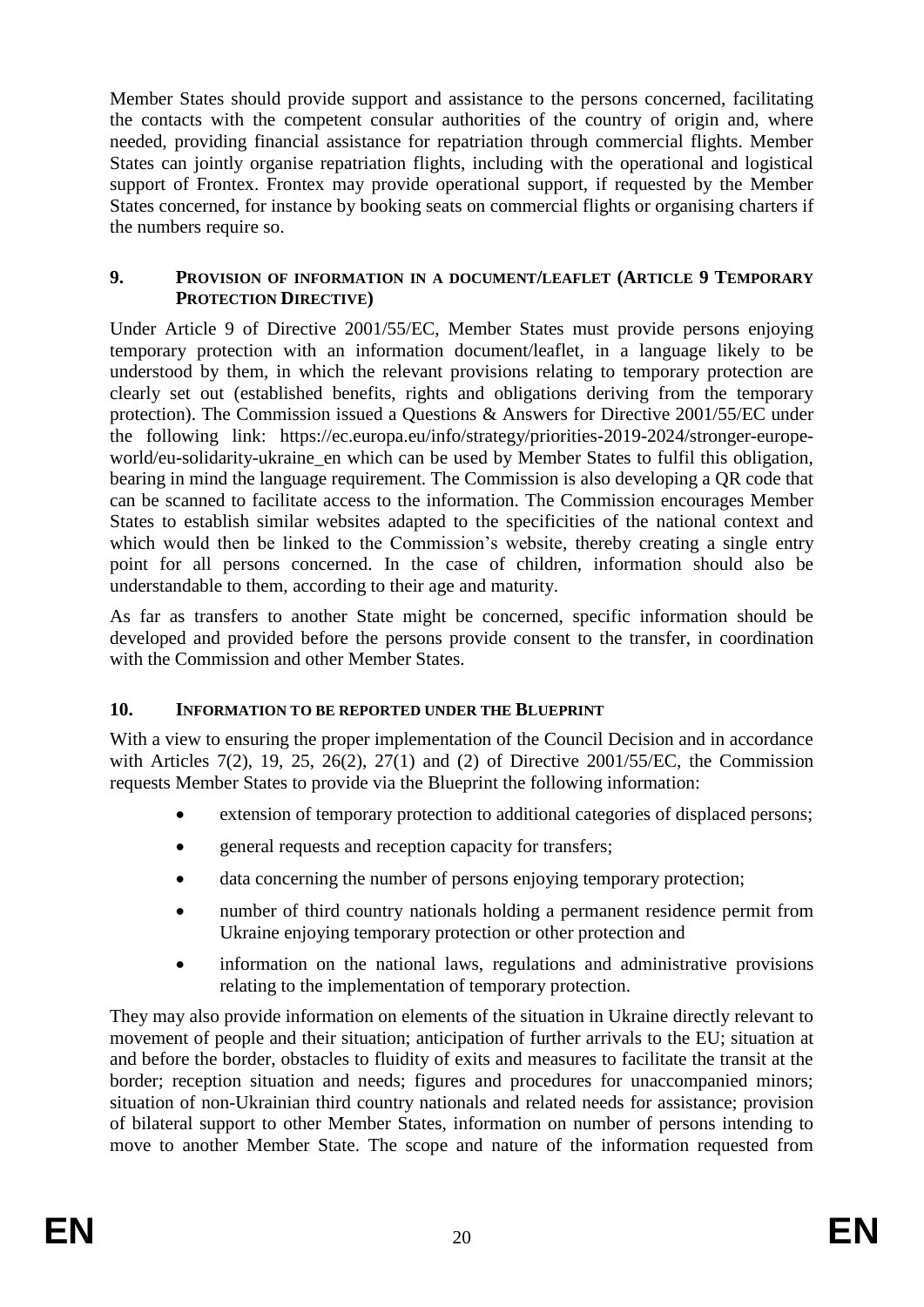Member States should provide support and assistance to the persons concerned, facilitating the contacts with the competent consular authorities of the country of origin and, where needed, providing financial assistance for repatriation through commercial flights. Member States can jointly organise repatriation flights, including with the operational and logistical support of Frontex. Frontex may provide operational support, if requested by the Member States concerned, for instance by booking seats on commercial flights or organising charters if the numbers require so.

## 9. PROVISION OF INFORMATION IN A DOCUMENT/LEAFLET (ARTICLE 9 TEMPORARY PROTECTION DIRECTIVE)

Under Article 9 of Directive 2001/55/EC, Member States must provide persons enjoying temporary protection with an information document/leaflet, in a language likely to be understood by them, in which the relevant provisions relating to temporary protection are clearly set out (established benefits, rights and obligations deriving from the temporary protection). The Commission issued a Questions & Answers for Directive 2001/55/EC under the following link: https://ec.europa.eu/info/strategy/priorities-2019-2024/stronger-europe-world/eu-solidarity-ukraine_en which can be used by Member States to fulfil this obligation, bearing in mind the language requirement. The Commission is also developing a QR code that can be scanned to facilitate access to the information. The Commission encourages Member States to establish similar websites adapted to the specificities of the national context and which would then be linked to the Commission's website, thereby creating a single entry point for all persons concerned. In the case of children, information should also be understandable to them, according to their age and maturity.

As far as transfers to another State might be concerned, specific information should be developed and provided before the persons provide consent to the transfer, in coordination with the Commission and other Member States.

## 10. INFORMATION TO BE REPORTED UNDER THE BLUEPRINT

With a view to ensuring the proper implementation of the Council Decision and in accordance with Articles 7(2), 19, 25, 26(2), 27(1) and (2) of Directive 2001/55/EC, the Commission requests Member States to provide via the Blueprint the following information:

- extension of temporary protection to additional categories of displaced persons;
- general requests and reception capacity for transfers;
- data concerning the number of persons enjoying temporary protection;
- number of third country nationals holding a permanent residence permit from Ukraine enjoying temporary protection or other protection and
- information on the national laws, regulations and administrative provisions relating to the implementation of temporary protection.

They may also provide information on elements of the situation in Ukraine directly relevant to movement of people and their situation; anticipation of further arrivals to the EU; situation at and before the border, obstacles to fluidity of exits and measures to facilitate the transit at the border; reception situation and needs; figures and procedures for unaccompanied minors; situation of non-Ukrainian third country nationals and related needs for assistance; provision of bilateral support to other Member States, information on number of persons intending to move to another Member State. The scope and nature of the information requested from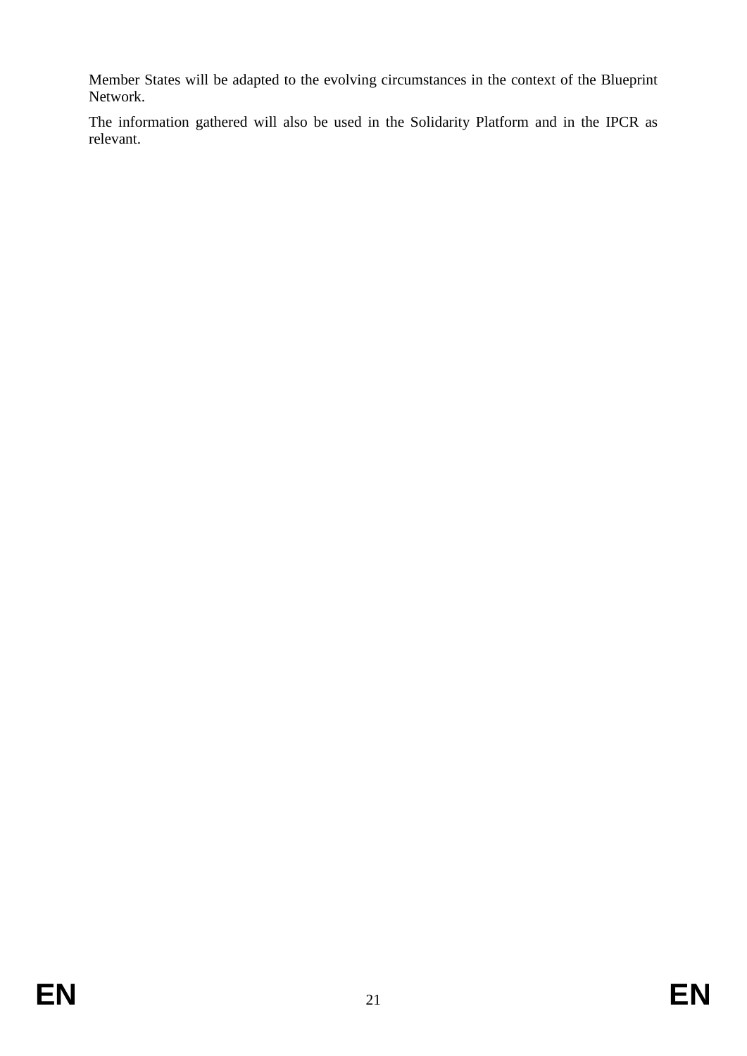Member States will be adapted to the evolving circumstances in the context of the Blueprint Network.

The information gathered will also be used in the Solidarity Platform and in the IPCR as relevant.